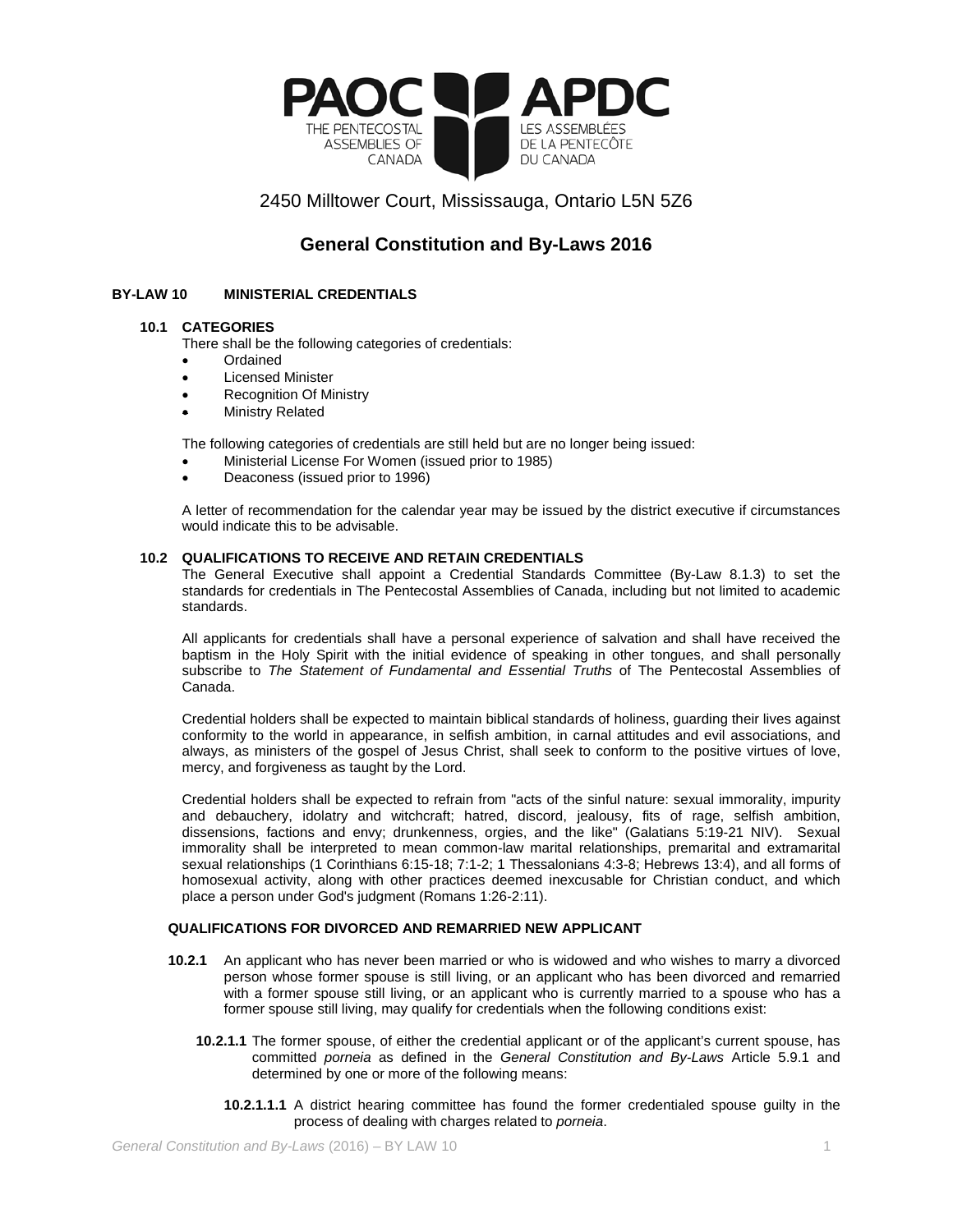PAOC APDC

THE PENTECOSTAL ASSEMBLIES OF CANADA

LES ASSEMBLÉES DE LA PENTECÔTE DU CANADA

2450 Milltower Court, Mississauga, Ontario L5N 5Z6

# General Constitution and By-Laws 2016

## BY-LAW 10 MINISTERIAL CREDENTIALS

### 10.1 CATEGORIES

There shall be the following categories of credentials:

- Ordained
- Licensed Minister
- Recognition Of Ministry
- Ministry Related

The following categories of credentials are still held but are no longer being issued:

- Ministerial License For Women (issued prior to 1985)
- Deaconess (issued prior to 1996)

A letter of recommendation for the calendar year may be issued by the district executive if circumstances would indicate this to be advisable.

### 10.2 QUALIFICATIONS TO RECEIVE AND RETAIN CREDENTIALS

The General Executive shall appoint a Credential Standards Committee (By-Law 8.1.3) to set the standards for credentials in The Pentecostal Assemblies of Canada, including but not limited to academic standards.

All applicants for credentials shall have a personal experience of salvation and shall have received the baptism in the Holy Spirit with the initial evidence of speaking in other tongues, and shall personally subscribe to *The Statement of Fundamental and Essential Truths* of The Pentecostal Assemblies of Canada.

Credential holders shall be expected to maintain biblical standards of holiness, guarding their lives against conformity to the world in appearance, in selfish ambition, in carnal attitudes and evil associations, and always, as ministers of the gospel of Jesus Christ, shall seek to conform to the positive virtues of love, mercy, and forgiveness as taught by the Lord.

Credential holders shall be expected to refrain from "acts of the sinful nature: sexual immorality, impurity and debauchery, idolatry and witchcraft; hatred, discord, jealousy, fits of rage, selfish ambition, dissensions, factions and envy; drunkenness, orgies, and the like" (Galatians 5:19-21 NIV). Sexual immorality shall be interpreted to mean common-law marital relationships, premarital and extramarital sexual relationships (1 Corinthians 6:15-18; 7:1-2; 1 Thessalonians 4:3-8; Hebrews 13:4), and all forms of homosexual activity, along with other practices deemed inexcusable for Christian conduct, and which place a person under God's judgment (Romans 1:26-2:11).

#### QUALIFICATIONS FOR DIVORCED AND REMARRIED NEW APPLICANT

**10.2.1** An applicant who has never been married or who is widowed and who wishes to marry a divorced person whose former spouse is still living, or an applicant who has been divorced and remarried with a former spouse still living, or an applicant who is currently married to a spouse who has a former spouse still living, may qualify for credentials when the following conditions exist:

**10.2.1.1** The former spouse, of either the credential applicant or of the applicant's current spouse, has committed *porneia* as defined in the *General Constitution and By-Laws* Article 5.9.1 and determined by one or more of the following means:

**10.2.1.1.1** A district hearing committee has found the former credentialed spouse guilty in the process of dealing with charges related to *porneia*.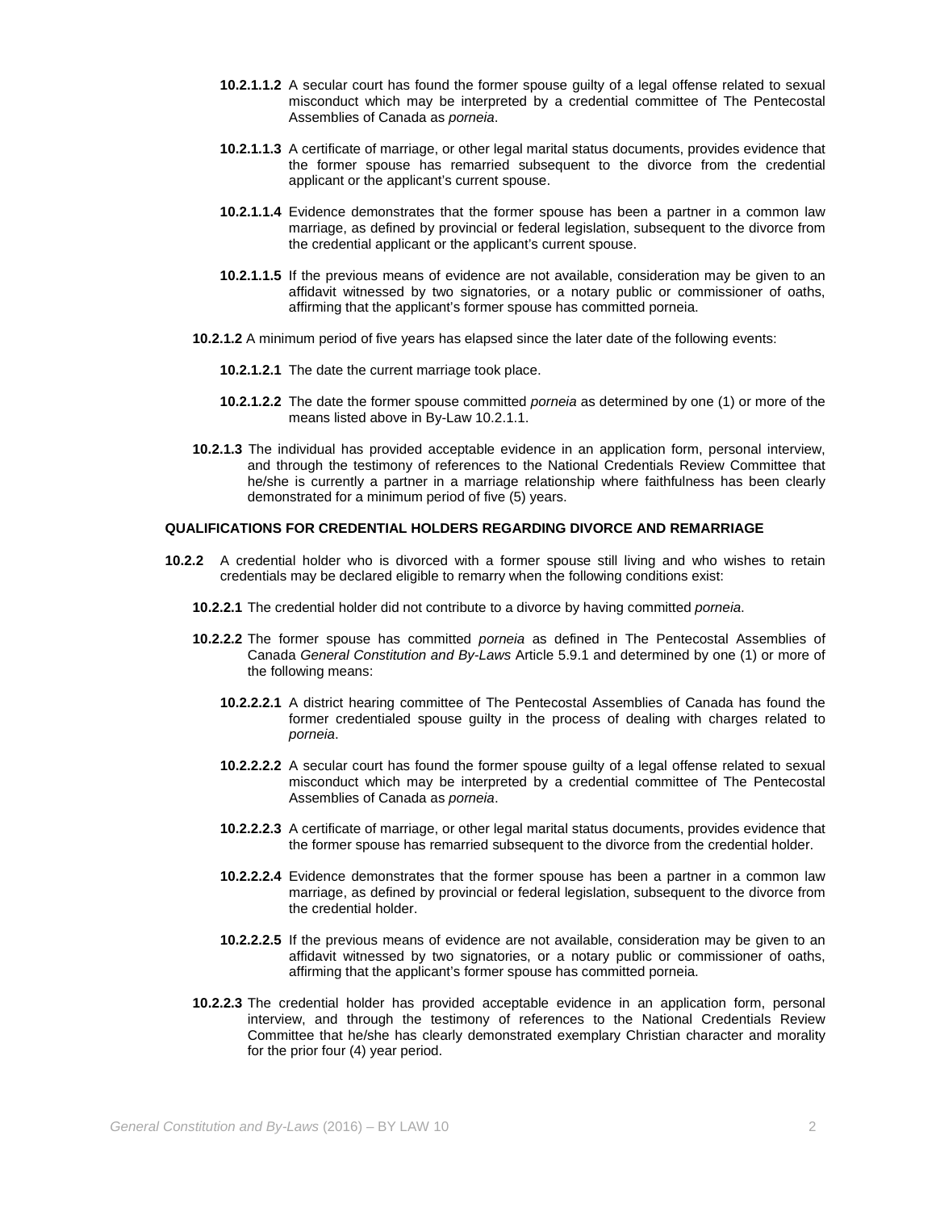**10.2.1.1.2** A secular court has found the former spouse guilty of a legal offense related to sexual misconduct which may be interpreted by a credential committee of The Pentecostal Assemblies of Canada as *porneia*.

**10.2.1.1.3** A certificate of marriage, or other legal marital status documents, provides evidence that the former spouse has remarried subsequent to the divorce from the credential applicant or the applicant's current spouse.

**10.2.1.1.4** Evidence demonstrates that the former spouse has been a partner in a common law marriage, as defined by provincial or federal legislation, subsequent to the divorce from the credential applicant or the applicant's current spouse.

**10.2.1.1.5** If the previous means of evidence are not available, consideration may be given to an affidavit witnessed by two signatories, or a notary public or commissioner of oaths, affirming that the applicant's former spouse has committed porneia.

**10.2.1.2** A minimum period of five years has elapsed since the later date of the following events:

**10.2.1.2.1** The date the current marriage took place.

**10.2.1.2.2** The date the former spouse committed *porneia* as determined by one (1) or more of the means listed above in By-Law 10.2.1.1.

**10.2.1.3** The individual has provided acceptable evidence in an application form, personal interview, and through the testimony of references to the National Credentials Review Committee that he/she is currently a partner in a marriage relationship where faithfulness has been clearly demonstrated for a minimum period of five (5) years.

**QUALIFICATIONS FOR CREDENTIAL HOLDERS REGARDING DIVORCE AND REMARRIAGE**

**10.2.2** A credential holder who is divorced with a former spouse still living and who wishes to retain credentials may be declared eligible to remarry when the following conditions exist:

**10.2.2.1** The credential holder did not contribute to a divorce by having committed *porneia*.

**10.2.2.2** The former spouse has committed *porneia* as defined in The Pentecostal Assemblies of Canada *General Constitution and By-Laws* Article 5.9.1 and determined by one (1) or more of the following means:

**10.2.2.2.1** A district hearing committee of The Pentecostal Assemblies of Canada has found the former credentialed spouse guilty in the process of dealing with charges related to *porneia*.

**10.2.2.2.2** A secular court has found the former spouse guilty of a legal offense related to sexual misconduct which may be interpreted by a credential committee of The Pentecostal Assemblies of Canada as *porneia*.

**10.2.2.2.3** A certificate of marriage, or other legal marital status documents, provides evidence that the former spouse has remarried subsequent to the divorce from the credential holder.

**10.2.2.2.4** Evidence demonstrates that the former spouse has been a partner in a common law marriage, as defined by provincial or federal legislation, subsequent to the divorce from the credential holder.

**10.2.2.2.5** If the previous means of evidence are not available, consideration may be given to an affidavit witnessed by two signatories, or a notary public or commissioner of oaths, affirming that the applicant's former spouse has committed porneia.

**10.2.2.3** The credential holder has provided acceptable evidence in an application form, personal interview, and through the testimony of references to the National Credentials Review Committee that he/she has clearly demonstrated exemplary Christian character and morality for the prior four (4) year period.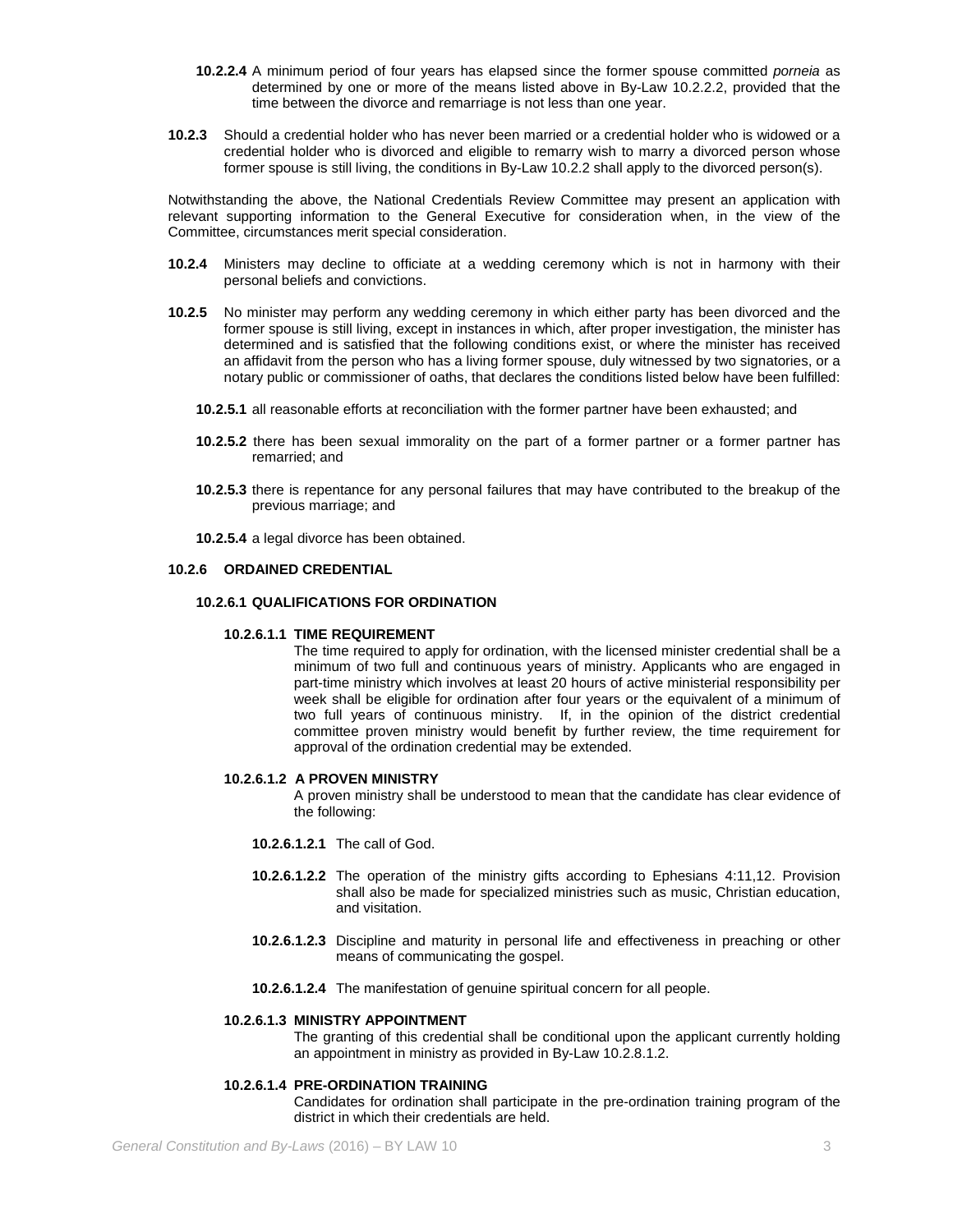**10.2.2.4** A minimum period of four years has elapsed since the former spouse committed *porneia* as determined by one or more of the means listed above in By-Law 10.2.2.2, provided that the time between the divorce and remarriage is not less than one year.

**10.2.3** Should a credential holder who has never been married or a credential holder who is widowed or a credential holder who is divorced and eligible to remarry wish to marry a divorced person whose former spouse is still living, the conditions in By-Law 10.2.2 shall apply to the divorced person(s).

Notwithstanding the above, the National Credentials Review Committee may present an application with relevant supporting information to the General Executive for consideration when, in the view of the Committee, circumstances merit special consideration.

**10.2.4** Ministers may decline to officiate at a wedding ceremony which is not in harmony with their personal beliefs and convictions.

**10.2.5** No minister may perform any wedding ceremony in which either party has been divorced and the former spouse is still living, except in instances in which, after proper investigation, the minister has determined and is satisfied that the following conditions exist, or where the minister has received an affidavit from the person who has a living former spouse, duly witnessed by two signatories, or a notary public or commissioner of oaths, that declares the conditions listed below have been fulfilled:

**10.2.5.1** all reasonable efforts at reconciliation with the former partner have been exhausted; and

**10.2.5.2** there has been sexual immorality on the part of a former partner or a former partner has remarried; and

**10.2.5.3** there is repentance for any personal failures that may have contributed to the breakup of the previous marriage; and

**10.2.5.4** a legal divorce has been obtained.

### 10.2.6 ORDAINED CREDENTIAL

#### 10.2.6.1 QUALIFICATIONS FOR ORDINATION

**10.2.6.1.1 TIME REQUIREMENT**

The time required to apply for ordination, with the licensed minister credential shall be a minimum of two full and continuous years of ministry. Applicants who are engaged in part-time ministry which involves at least 20 hours of active ministerial responsibility per week shall be eligible for ordination after four years or the equivalent of a minimum of two full years of continuous ministry. If, in the opinion of the district credential committee proven ministry would benefit by further review, the time requirement for approval of the ordination credential may be extended.

**10.2.6.1.2 A PROVEN MINISTRY**

A proven ministry shall be understood to mean that the candidate has clear evidence of the following:

**10.2.6.1.2.1** The call of God.

**10.2.6.1.2.2** The operation of the ministry gifts according to Ephesians 4:11,12. Provision shall also be made for specialized ministries such as music, Christian education, and visitation.

**10.2.6.1.2.3** Discipline and maturity in personal life and effectiveness in preaching or other means of communicating the gospel.

**10.2.6.1.2.4** The manifestation of genuine spiritual concern for all people.

**10.2.6.1.3 MINISTRY APPOINTMENT**

The granting of this credential shall be conditional upon the applicant currently holding an appointment in ministry as provided in By-Law 10.2.8.1.2.

**10.2.6.1.4 PRE-ORDINATION TRAINING**

Candidates for ordination shall participate in the pre-ordination training program of the district in which their credentials are held.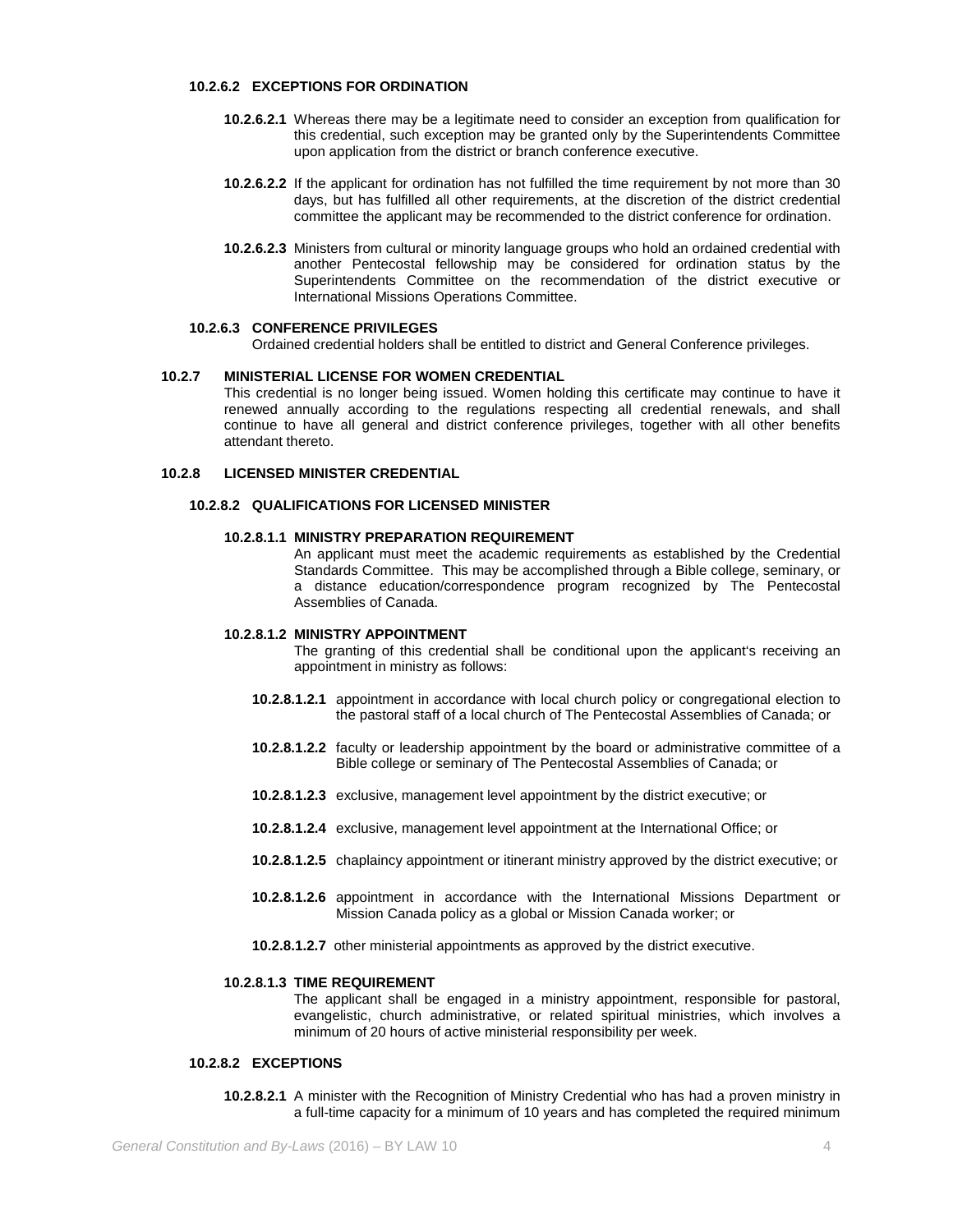#### 10.2.6.2 EXCEPTIONS FOR ORDINATION

**10.2.6.2.1** Whereas there may be a legitimate need to consider an exception from qualification for this credential, such exception may be granted only by the Superintendents Committee upon application from the district or branch conference executive.

**10.2.6.2.2** If the applicant for ordination has not fulfilled the time requirement by not more than 30 days, but has fulfilled all other requirements, at the discretion of the district credential committee the applicant may be recommended to the district conference for ordination.

**10.2.6.2.3** Ministers from cultural or minority language groups who hold an ordained credential with another Pentecostal fellowship may be considered for ordination status by the Superintendents Committee on the recommendation of the district executive or International Missions Operations Committee.

#### 10.2.6.3 CONFERENCE PRIVILEGES

Ordained credential holders shall be entitled to district and General Conference privileges.

### 10.2.7 MINISTERIAL LICENSE FOR WOMEN CREDENTIAL

This credential is no longer being issued. Women holding this certificate may continue to have it renewed annually according to the regulations respecting all credential renewals, and shall continue to have all general and district conference privileges, together with all other benefits attendant thereto.

### 10.2.8 LICENSED MINISTER CREDENTIAL

#### 10.2.8.2 QUALIFICATIONS FOR LICENSED MINISTER

##### 10.2.8.1.1 MINISTRY PREPARATION REQUIREMENT

An applicant must meet the academic requirements as established by the Credential Standards Committee. This may be accomplished through a Bible college, seminary, or a distance education/correspondence program recognized by The Pentecostal Assemblies of Canada.

##### 10.2.8.1.2 MINISTRY APPOINTMENT

The granting of this credential shall be conditional upon the applicant's receiving an appointment in ministry as follows:

**10.2.8.1.2.1** appointment in accordance with local church policy or congregational election to the pastoral staff of a local church of The Pentecostal Assemblies of Canada; or

**10.2.8.1.2.2** faculty or leadership appointment by the board or administrative committee of a Bible college or seminary of The Pentecostal Assemblies of Canada; or

**10.2.8.1.2.3** exclusive, management level appointment by the district executive; or

**10.2.8.1.2.4** exclusive, management level appointment at the International Office; or

**10.2.8.1.2.5** chaplaincy appointment or itinerant ministry approved by the district executive; or

**10.2.8.1.2.6** appointment in accordance with the International Missions Department or Mission Canada policy as a global or Mission Canada worker; or

**10.2.8.1.2.7** other ministerial appointments as approved by the district executive.

##### 10.2.8.1.3 TIME REQUIREMENT

The applicant shall be engaged in a ministry appointment, responsible for pastoral, evangelistic, church administrative, or related spiritual ministries, which involves a minimum of 20 hours of active ministerial responsibility per week.

#### 10.2.8.2 EXCEPTIONS

**10.2.8.2.1** A minister with the Recognition of Ministry Credential who has had a proven ministry in a full-time capacity for a minimum of 10 years and has completed the required minimum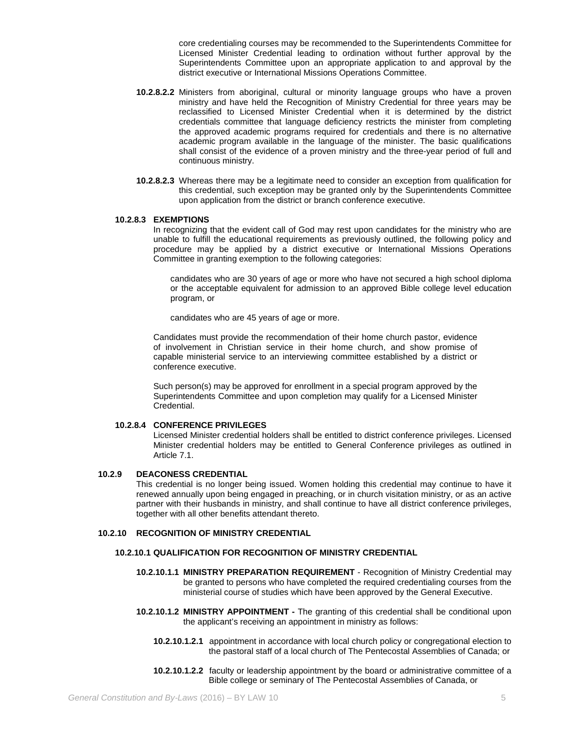core credentialing courses may be recommended to the Superintendents Committee for Licensed Minister Credential leading to ordination without further approval by the Superintendents Committee upon an appropriate application to and approval by the district executive or International Missions Operations Committee.

**10.2.8.2.2** Ministers from aboriginal, cultural or minority language groups who have a proven ministry and have held the Recognition of Ministry Credential for three years may be reclassified to Licensed Minister Credential when it is determined by the district credentials committee that language deficiency restricts the minister from completing the approved academic programs required for credentials and there is no alternative academic program available in the language of the minister. The basic qualifications shall consist of the evidence of a proven ministry and the three-year period of full and continuous ministry.

**10.2.8.2.3** Whereas there may be a legitimate need to consider an exception from qualification for this credential, such exception may be granted only by the Superintendents Committee upon application from the district or branch conference executive.

**10.2.8.3 EXEMPTIONS**

In recognizing that the evident call of God may rest upon candidates for the ministry who are unable to fulfill the educational requirements as previously outlined, the following policy and procedure may be applied by a district executive or International Missions Operations Committee in granting exemption to the following categories:

candidates who are 30 years of age or more who have not secured a high school diploma or the acceptable equivalent for admission to an approved Bible college level education program, or

candidates who are 45 years of age or more.

Candidates must provide the recommendation of their home church pastor, evidence of involvement in Christian service in their home church, and show promise of capable ministerial service to an interviewing committee established by a district or conference executive.

Such person(s) may be approved for enrollment in a special program approved by the Superintendents Committee and upon completion may qualify for a Licensed Minister Credential.

**10.2.8.4 CONFERENCE PRIVILEGES**

Licensed Minister credential holders shall be entitled to district conference privileges. Licensed Minister credential holders may be entitled to General Conference privileges as outlined in Article 7.1.

**10.2.9 DEACONESS CREDENTIAL**

This credential is no longer being issued. Women holding this credential may continue to have it renewed annually upon being engaged in preaching, or in church visitation ministry, or as an active partner with their husbands in ministry, and shall continue to have all district conference privileges, together with all other benefits attendant thereto.

**10.2.10 RECOGNITION OF MINISTRY CREDENTIAL**

**10.2.10.1 QUALIFICATION FOR RECOGNITION OF MINISTRY CREDENTIAL**

**10.2.10.1.1 MINISTRY PREPARATION REQUIREMENT** - Recognition of Ministry Credential may be granted to persons who have completed the required credentialing courses from the ministerial course of studies which have been approved by the General Executive.

**10.2.10.1.2 MINISTRY APPOINTMENT -** The granting of this credential shall be conditional upon the applicant's receiving an appointment in ministry as follows:

**10.2.10.1.2.1** appointment in accordance with local church policy or congregational election to the pastoral staff of a local church of The Pentecostal Assemblies of Canada; or

**10.2.10.1.2.2** faculty or leadership appointment by the board or administrative committee of a Bible college or seminary of The Pentecostal Assemblies of Canada, or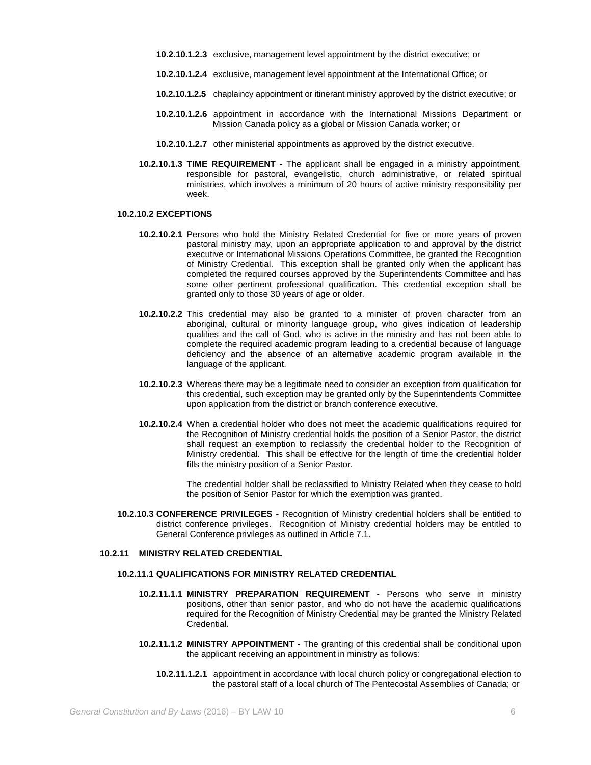**10.2.10.1.2.3** exclusive, management level appointment by the district executive; or

**10.2.10.1.2.4** exclusive, management level appointment at the International Office; or

**10.2.10.1.2.5** chaplaincy appointment or itinerant ministry approved by the district executive; or

**10.2.10.1.2.6** appointment in accordance with the International Missions Department or Mission Canada policy as a global or Mission Canada worker; or

**10.2.10.1.2.7** other ministerial appointments as approved by the district executive.

**10.2.10.1.3 TIME REQUIREMENT -** The applicant shall be engaged in a ministry appointment, responsible for pastoral, evangelistic, church administrative, or related spiritual ministries, which involves a minimum of 20 hours of active ministry responsibility per week.

**10.2.10.2 EXCEPTIONS**

**10.2.10.2.1** Persons who hold the Ministry Related Credential for five or more years of proven pastoral ministry may, upon an appropriate application to and approval by the district executive or International Missions Operations Committee, be granted the Recognition of Ministry Credential. This exception shall be granted only when the applicant has completed the required courses approved by the Superintendents Committee and has some other pertinent professional qualification. This credential exception shall be granted only to those 30 years of age or older.

**10.2.10.2.2** This credential may also be granted to a minister of proven character from an aboriginal, cultural or minority language group, who gives indication of leadership qualities and the call of God, who is active in the ministry and has not been able to complete the required academic program leading to a credential because of language deficiency and the absence of an alternative academic program available in the language of the applicant.

**10.2.10.2.3** Whereas there may be a legitimate need to consider an exception from qualification for this credential, such exception may be granted only by the Superintendents Committee upon application from the district or branch conference executive.

**10.2.10.2.4** When a credential holder who does not meet the academic qualifications required for the Recognition of Ministry credential holds the position of a Senior Pastor, the district shall request an exemption to reclassify the credential holder to the Recognition of Ministry credential. This shall be effective for the length of time the credential holder fills the ministry position of a Senior Pastor.

The credential holder shall be reclassified to Ministry Related when they cease to hold the position of Senior Pastor for which the exemption was granted.

**10.2.10.3 CONFERENCE PRIVILEGES -** Recognition of Ministry credential holders shall be entitled to district conference privileges. Recognition of Ministry credential holders may be entitled to General Conference privileges as outlined in Article 7.1.

### 10.2.11 MINISTRY RELATED CREDENTIAL

**10.2.11.1 QUALIFICATIONS FOR MINISTRY RELATED CREDENTIAL**

**10.2.11.1.1 MINISTRY PREPARATION REQUIREMENT** - Persons who serve in ministry positions, other than senior pastor, and who do not have the academic qualifications required for the Recognition of Ministry Credential may be granted the Ministry Related Credential.

**10.2.11.1.2 MINISTRY APPOINTMENT -** The granting of this credential shall be conditional upon the applicant receiving an appointment in ministry as follows:

**10.2.11.1.2.1** appointment in accordance with local church policy or congregational election to the pastoral staff of a local church of The Pentecostal Assemblies of Canada; or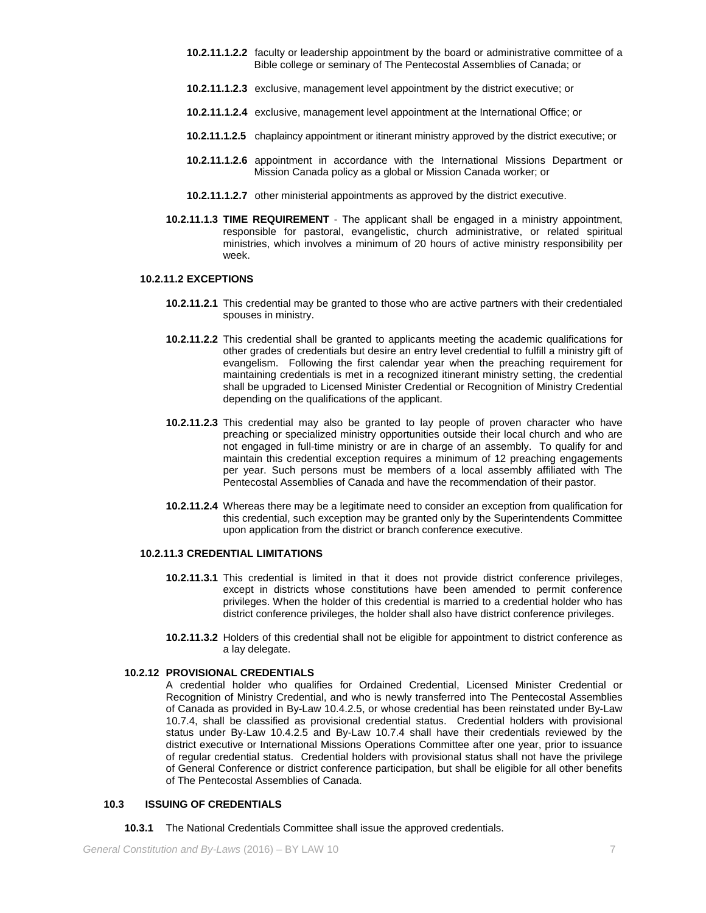**10.2.11.1.2.2** faculty or leadership appointment by the board or administrative committee of a Bible college or seminary of The Pentecostal Assemblies of Canada; or

**10.2.11.1.2.3** exclusive, management level appointment by the district executive; or

**10.2.11.1.2.4** exclusive, management level appointment at the International Office; or

**10.2.11.1.2.5** chaplaincy appointment or itinerant ministry approved by the district executive; or

**10.2.11.1.2.6** appointment in accordance with the International Missions Department or Mission Canada policy as a global or Mission Canada worker; or

**10.2.11.1.2.7** other ministerial appointments as approved by the district executive.

**10.2.11.1.3 TIME REQUIREMENT** - The applicant shall be engaged in a ministry appointment, responsible for pastoral, evangelistic, church administrative, or related spiritual ministries, which involves a minimum of 20 hours of active ministry responsibility per week.

**10.2.11.2 EXCEPTIONS**

**10.2.11.2.1** This credential may be granted to those who are active partners with their credentialed spouses in ministry.

**10.2.11.2.2** This credential shall be granted to applicants meeting the academic qualifications for other grades of credentials but desire an entry level credential to fulfill a ministry gift of evangelism. Following the first calendar year when the preaching requirement for maintaining credentials is met in a recognized itinerant ministry setting, the credential shall be upgraded to Licensed Minister Credential or Recognition of Ministry Credential depending on the qualifications of the applicant.

**10.2.11.2.3** This credential may also be granted to lay people of proven character who have preaching or specialized ministry opportunities outside their local church and who are not engaged in full-time ministry or are in charge of an assembly. To qualify for and maintain this credential exception requires a minimum of 12 preaching engagements per year. Such persons must be members of a local assembly affiliated with The Pentecostal Assemblies of Canada and have the recommendation of their pastor.

**10.2.11.2.4** Whereas there may be a legitimate need to consider an exception from qualification for this credential, such exception may be granted only by the Superintendents Committee upon application from the district or branch conference executive.

**10.2.11.3 CREDENTIAL LIMITATIONS**

**10.2.11.3.1** This credential is limited in that it does not provide district conference privileges, except in districts whose constitutions have been amended to permit conference privileges. When the holder of this credential is married to a credential holder who has district conference privileges, the holder shall also have district conference privileges.

**10.2.11.3.2** Holders of this credential shall not be eligible for appointment to district conference as a lay delegate.

**10.2.12 PROVISIONAL CREDENTIALS**

A credential holder who qualifies for Ordained Credential, Licensed Minister Credential or Recognition of Ministry Credential, and who is newly transferred into The Pentecostal Assemblies of Canada as provided in By-Law 10.4.2.5, or whose credential has been reinstated under By-Law 10.7.4, shall be classified as provisional credential status. Credential holders with provisional status under By-Law 10.4.2.5 and By-Law 10.7.4 shall have their credentials reviewed by the district executive or International Missions Operations Committee after one year, prior to issuance of regular credential status. Credential holders with provisional status shall not have the privilege of General Conference or district conference participation, but shall be eligible for all other benefits of The Pentecostal Assemblies of Canada.

**10.3 ISSUING OF CREDENTIALS**

**10.3.1** The National Credentials Committee shall issue the approved credentials.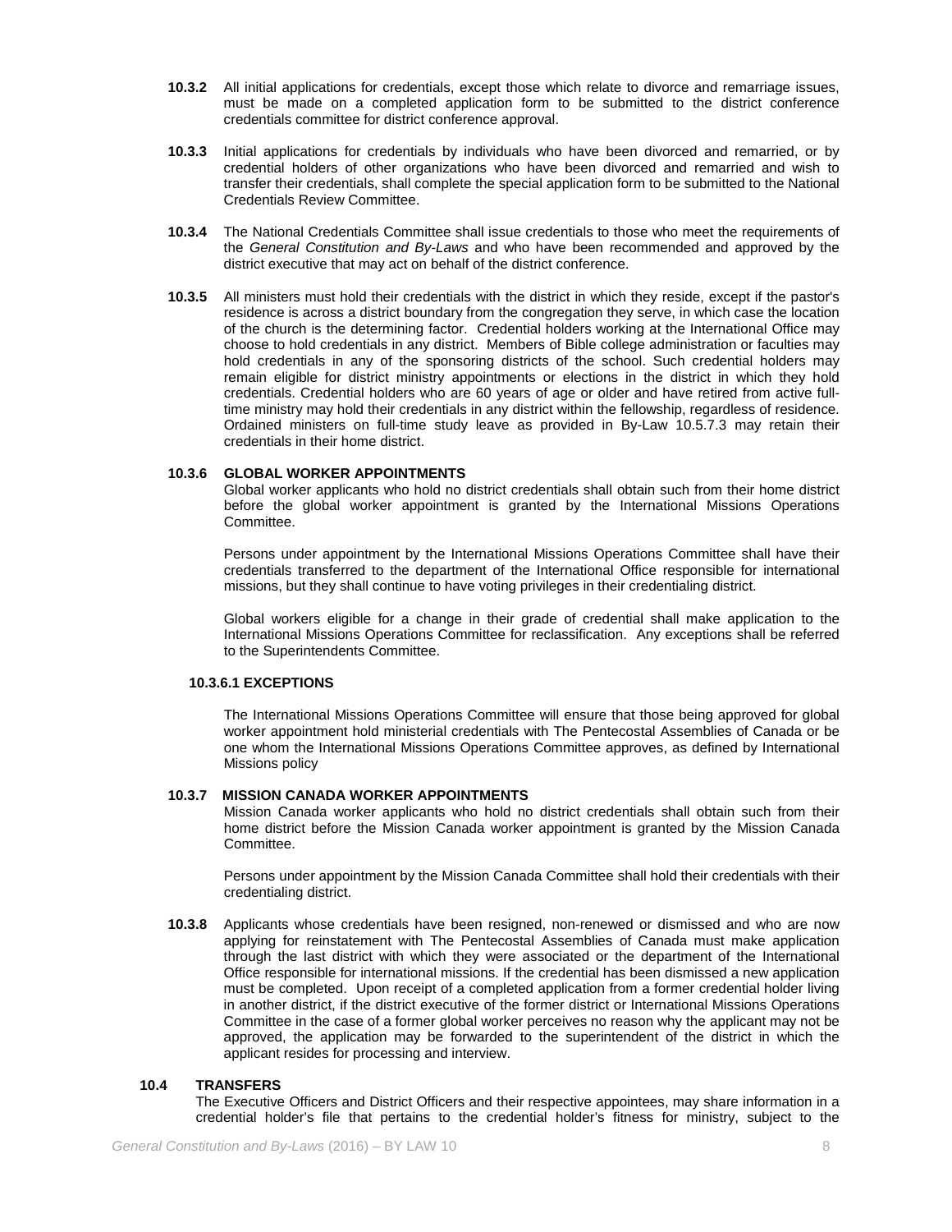**10.3.2** All initial applications for credentials, except those which relate to divorce and remarriage issues, must be made on a completed application form to be submitted to the district conference credentials committee for district conference approval.

**10.3.3** Initial applications for credentials by individuals who have been divorced and remarried, or by credential holders of other organizations who have been divorced and remarried and wish to transfer their credentials, shall complete the special application form to be submitted to the National Credentials Review Committee.

**10.3.4** The National Credentials Committee shall issue credentials to those who meet the requirements of the *General Constitution and By-Laws* and who have been recommended and approved by the district executive that may act on behalf of the district conference.

**10.3.5** All ministers must hold their credentials with the district in which they reside, except if the pastor's residence is across a district boundary from the congregation they serve, in which case the location of the church is the determining factor. Credential holders working at the International Office may choose to hold credentials in any district. Members of Bible college administration or faculties may hold credentials in any of the sponsoring districts of the school. Such credential holders may remain eligible for district ministry appointments or elections in the district in which they hold credentials. Credential holders who are 60 years of age or older and have retired from active full-time ministry may hold their credentials in any district within the fellowship, regardless of residence. Ordained ministers on full-time study leave as provided in By-Law 10.5.7.3 may retain their credentials in their home district.

**10.3.6 GLOBAL WORKER APPOINTMENTS**

Global worker applicants who hold no district credentials shall obtain such from their home district before the global worker appointment is granted by the International Missions Operations Committee.

Persons under appointment by the International Missions Operations Committee shall have their credentials transferred to the department of the International Office responsible for international missions, but they shall continue to have voting privileges in their credentialing district.

Global workers eligible for a change in their grade of credential shall make application to the International Missions Operations Committee for reclassification. Any exceptions shall be referred to the Superintendents Committee.

**10.3.6.1 EXCEPTIONS**

The International Missions Operations Committee will ensure that those being approved for global worker appointment hold ministerial credentials with The Pentecostal Assemblies of Canada or be one whom the International Missions Operations Committee approves, as defined by International Missions policy

**10.3.7 MISSION CANADA WORKER APPOINTMENTS**

Mission Canada worker applicants who hold no district credentials shall obtain such from their home district before the Mission Canada worker appointment is granted by the Mission Canada Committee.

Persons under appointment by the Mission Canada Committee shall hold their credentials with their credentialing district.

**10.3.8** Applicants whose credentials have been resigned, non-renewed or dismissed and who are now applying for reinstatement with The Pentecostal Assemblies of Canada must make application through the last district with which they were associated or the department of the International Office responsible for international missions. If the credential has been dismissed a new application must be completed. Upon receipt of a completed application from a former credential holder living in another district, if the district executive of the former district or International Missions Operations Committee in the case of a former global worker perceives no reason why the applicant may not be approved, the application may be forwarded to the superintendent of the district in which the applicant resides for processing and interview.

**10.4 TRANSFERS**

The Executive Officers and District Officers and their respective appointees, may share information in a credential holder's file that pertains to the credential holder's fitness for ministry, subject to the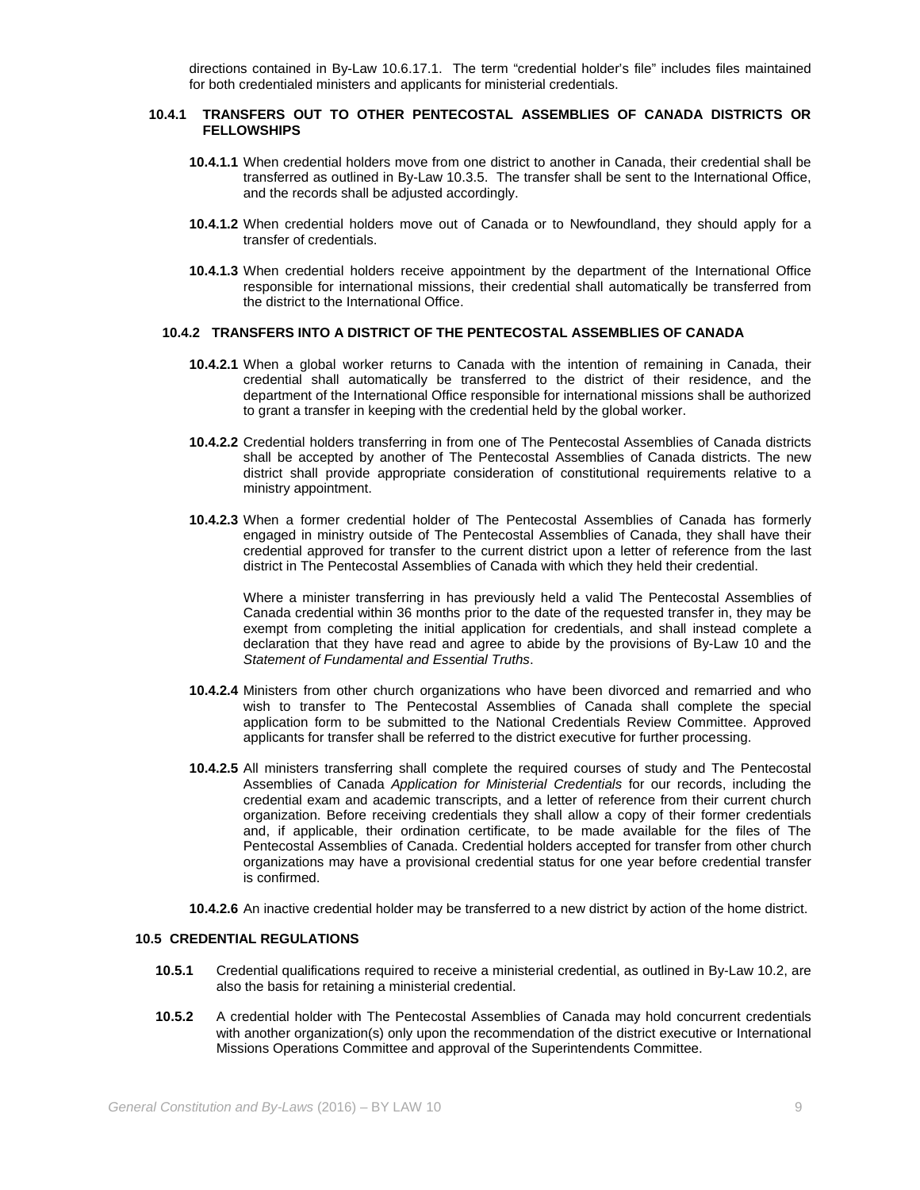directions contained in By-Law 10.6.17.1. The term "credential holder's file" includes files maintained for both credentialed ministers and applicants for ministerial credentials.

### 10.4.1 TRANSFERS OUT TO OTHER PENTECOSTAL ASSEMBLIES OF CANADA DISTRICTS OR FELLOWSHIPS

**10.4.1.1** When credential holders move from one district to another in Canada, their credential shall be transferred as outlined in By-Law 10.3.5. The transfer shall be sent to the International Office, and the records shall be adjusted accordingly.

**10.4.1.2** When credential holders move out of Canada or to Newfoundland, they should apply for a transfer of credentials.

**10.4.1.3** When credential holders receive appointment by the department of the International Office responsible for international missions, their credential shall automatically be transferred from the district to the International Office.

### 10.4.2 TRANSFERS INTO A DISTRICT OF THE PENTECOSTAL ASSEMBLIES OF CANADA

**10.4.2.1** When a global worker returns to Canada with the intention of remaining in Canada, their credential shall automatically be transferred to the district of their residence, and the department of the International Office responsible for international missions shall be authorized to grant a transfer in keeping with the credential held by the global worker.

**10.4.2.2** Credential holders transferring in from one of The Pentecostal Assemblies of Canada districts shall be accepted by another of The Pentecostal Assemblies of Canada districts. The new district shall provide appropriate consideration of constitutional requirements relative to a ministry appointment.

**10.4.2.3** When a former credential holder of The Pentecostal Assemblies of Canada has formerly engaged in ministry outside of The Pentecostal Assemblies of Canada, they shall have their credential approved for transfer to the current district upon a letter of reference from the last district in The Pentecostal Assemblies of Canada with which they held their credential.

Where a minister transferring in has previously held a valid The Pentecostal Assemblies of Canada credential within 36 months prior to the date of the requested transfer in, they may be exempt from completing the initial application for credentials, and shall instead complete a declaration that they have read and agree to abide by the provisions of By-Law 10 and the *Statement of Fundamental and Essential Truths*.

**10.4.2.4** Ministers from other church organizations who have been divorced and remarried and who wish to transfer to The Pentecostal Assemblies of Canada shall complete the special application form to be submitted to the National Credentials Review Committee. Approved applicants for transfer shall be referred to the district executive for further processing.

**10.4.2.5** All ministers transferring shall complete the required courses of study and The Pentecostal Assemblies of Canada *Application for Ministerial Credentials* for our records, including the credential exam and academic transcripts, and a letter of reference from their current church organization. Before receiving credentials they shall allow a copy of their former credentials and, if applicable, their ordination certificate, to be made available for the files of The Pentecostal Assemblies of Canada. Credential holders accepted for transfer from other church organizations may have a provisional credential status for one year before credential transfer is confirmed.

**10.4.2.6** An inactive credential holder may be transferred to a new district by action of the home district.

## 10.5 CREDENTIAL REGULATIONS

**10.5.1** Credential qualifications required to receive a ministerial credential, as outlined in By-Law 10.2, are also the basis for retaining a ministerial credential.

**10.5.2** A credential holder with The Pentecostal Assemblies of Canada may hold concurrent credentials with another organization(s) only upon the recommendation of the district executive or International Missions Operations Committee and approval of the Superintendents Committee.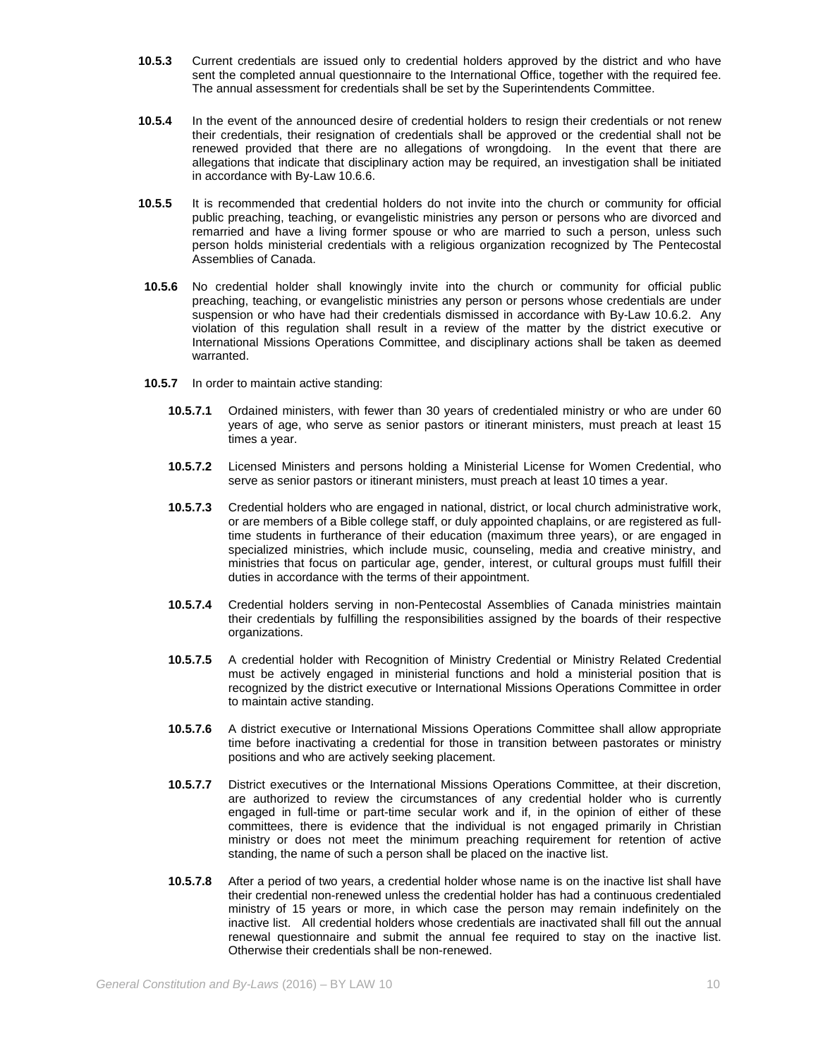**10.5.3** Current credentials are issued only to credential holders approved by the district and who have sent the completed annual questionnaire to the International Office, together with the required fee. The annual assessment for credentials shall be set by the Superintendents Committee.

**10.5.4** In the event of the announced desire of credential holders to resign their credentials or not renew their credentials, their resignation of credentials shall be approved or the credential shall not be renewed provided that there are no allegations of wrongdoing. In the event that there are allegations that indicate that disciplinary action may be required, an investigation shall be initiated in accordance with By-Law 10.6.6.

**10.5.5** It is recommended that credential holders do not invite into the church or community for official public preaching, teaching, or evangelistic ministries any person or persons who are divorced and remarried and have a living former spouse or who are married to such a person, unless such person holds ministerial credentials with a religious organization recognized by The Pentecostal Assemblies of Canada.

**10.5.6** No credential holder shall knowingly invite into the church or community for official public preaching, teaching, or evangelistic ministries any person or persons whose credentials are under suspension or who have had their credentials dismissed in accordance with By-Law 10.6.2. Any violation of this regulation shall result in a review of the matter by the district executive or International Missions Operations Committee, and disciplinary actions shall be taken as deemed warranted.

**10.5.7** In order to maintain active standing:

**10.5.7.1** Ordained ministers, with fewer than 30 years of credentialed ministry or who are under 60 years of age, who serve as senior pastors or itinerant ministers, must preach at least 15 times a year.

**10.5.7.2** Licensed Ministers and persons holding a Ministerial License for Women Credential, who serve as senior pastors or itinerant ministers, must preach at least 10 times a year.

**10.5.7.3** Credential holders who are engaged in national, district, or local church administrative work, or are members of a Bible college staff, or duly appointed chaplains, or are registered as full-time students in furtherance of their education (maximum three years), or are engaged in specialized ministries, which include music, counseling, media and creative ministry, and ministries that focus on particular age, gender, interest, or cultural groups must fulfill their duties in accordance with the terms of their appointment.

**10.5.7.4** Credential holders serving in non-Pentecostal Assemblies of Canada ministries maintain their credentials by fulfilling the responsibilities assigned by the boards of their respective organizations.

**10.5.7.5** A credential holder with Recognition of Ministry Credential or Ministry Related Credential must be actively engaged in ministerial functions and hold a ministerial position that is recognized by the district executive or International Missions Operations Committee in order to maintain active standing.

**10.5.7.6** A district executive or International Missions Operations Committee shall allow appropriate time before inactivating a credential for those in transition between pastorates or ministry positions and who are actively seeking placement.

**10.5.7.7** District executives or the International Missions Operations Committee, at their discretion, are authorized to review the circumstances of any credential holder who is currently engaged in full-time or part-time secular work and if, in the opinion of either of these committees, there is evidence that the individual is not engaged primarily in Christian ministry or does not meet the minimum preaching requirement for retention of active standing, the name of such a person shall be placed on the inactive list.

**10.5.7.8** After a period of two years, a credential holder whose name is on the inactive list shall have their credential non-renewed unless the credential holder has had a continuous credentialed ministry of 15 years or more, in which case the person may remain indefinitely on the inactive list. All credential holders whose credentials are inactivated shall fill out the annual renewal questionnaire and submit the annual fee required to stay on the inactive list. Otherwise their credentials shall be non-renewed.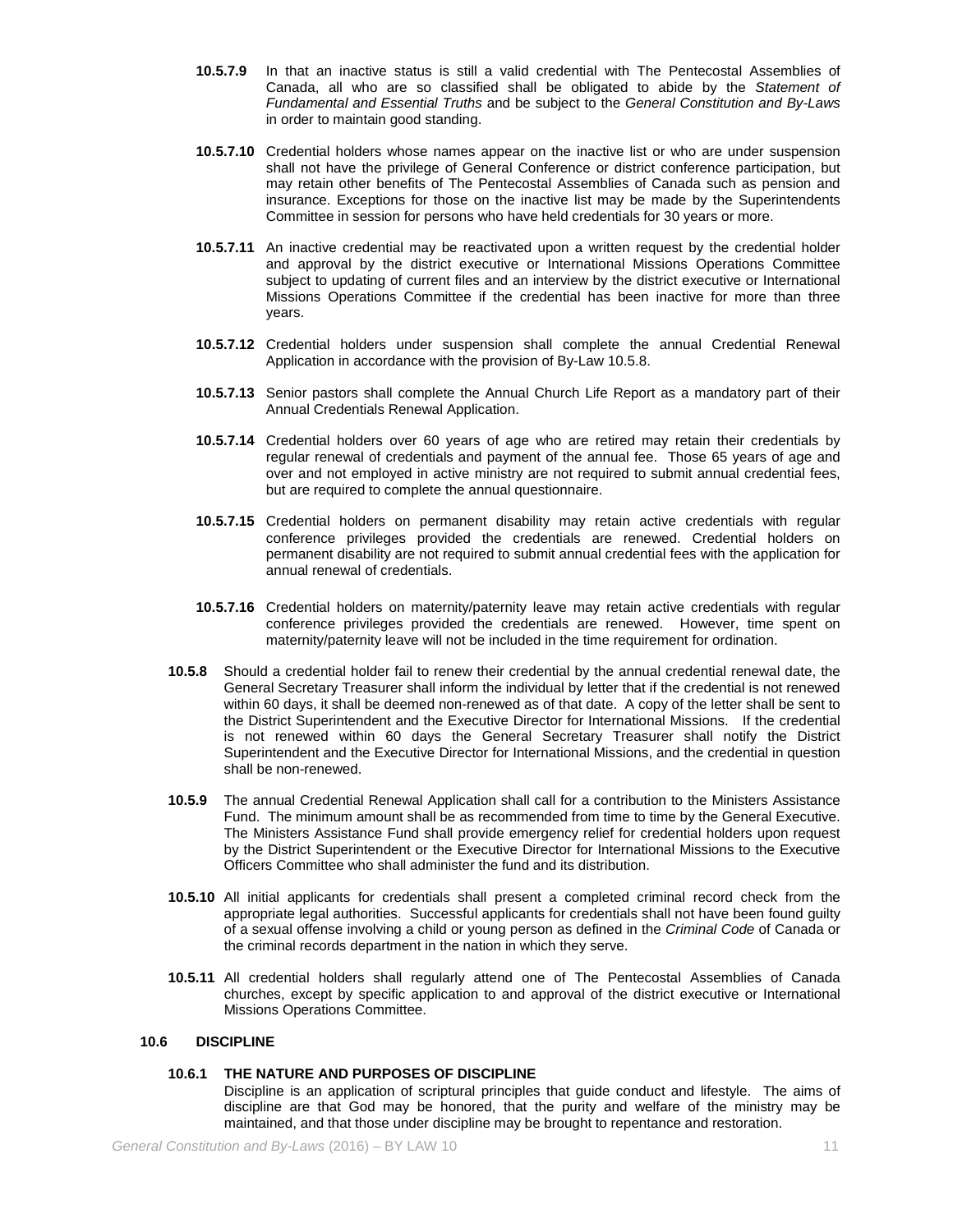**10.5.7.9** In that an inactive status is still a valid credential with The Pentecostal Assemblies of Canada, all who are so classified shall be obligated to abide by the *Statement of Fundamental and Essential Truths* and be subject to the *General Constitution and By-Laws* in order to maintain good standing.

**10.5.7.10** Credential holders whose names appear on the inactive list or who are under suspension shall not have the privilege of General Conference or district conference participation, but may retain other benefits of The Pentecostal Assemblies of Canada such as pension and insurance. Exceptions for those on the inactive list may be made by the Superintendents Committee in session for persons who have held credentials for 30 years or more.

**10.5.7.11** An inactive credential may be reactivated upon a written request by the credential holder and approval by the district executive or International Missions Operations Committee subject to updating of current files and an interview by the district executive or International Missions Operations Committee if the credential has been inactive for more than three years.

**10.5.7.12** Credential holders under suspension shall complete the annual Credential Renewal Application in accordance with the provision of By-Law 10.5.8.

**10.5.7.13** Senior pastors shall complete the Annual Church Life Report as a mandatory part of their Annual Credentials Renewal Application.

**10.5.7.14** Credential holders over 60 years of age who are retired may retain their credentials by regular renewal of credentials and payment of the annual fee. Those 65 years of age and over and not employed in active ministry are not required to submit annual credential fees, but are required to complete the annual questionnaire.

**10.5.7.15** Credential holders on permanent disability may retain active credentials with regular conference privileges provided the credentials are renewed. Credential holders on permanent disability are not required to submit annual credential fees with the application for annual renewal of credentials.

**10.5.7.16** Credential holders on maternity/paternity leave may retain active credentials with regular conference privileges provided the credentials are renewed. However, time spent on maternity/paternity leave will not be included in the time requirement for ordination.

**10.5.8** Should a credential holder fail to renew their credential by the annual credential renewal date, the General Secretary Treasurer shall inform the individual by letter that if the credential is not renewed within 60 days, it shall be deemed non-renewed as of that date. A copy of the letter shall be sent to the District Superintendent and the Executive Director for International Missions. If the credential is not renewed within 60 days the General Secretary Treasurer shall notify the District Superintendent and the Executive Director for International Missions, and the credential in question shall be non-renewed.

**10.5.9** The annual Credential Renewal Application shall call for a contribution to the Ministers Assistance Fund. The minimum amount shall be as recommended from time to time by the General Executive. The Ministers Assistance Fund shall provide emergency relief for credential holders upon request by the District Superintendent or the Executive Director for International Missions to the Executive Officers Committee who shall administer the fund and its distribution.

**10.5.10** All initial applicants for credentials shall present a completed criminal record check from the appropriate legal authorities. Successful applicants for credentials shall not have been found guilty of a sexual offense involving a child or young person as defined in the *Criminal Code* of Canada or the criminal records department in the nation in which they serve.

**10.5.11** All credential holders shall regularly attend one of The Pentecostal Assemblies of Canada churches, except by specific application to and approval of the district executive or International Missions Operations Committee.

## 10.6 DISCIPLINE

### 10.6.1 THE NATURE AND PURPOSES OF DISCIPLINE

Discipline is an application of scriptural principles that guide conduct and lifestyle. The aims of discipline are that God may be honored, that the purity and welfare of the ministry may be maintained, and that those under discipline may be brought to repentance and restoration.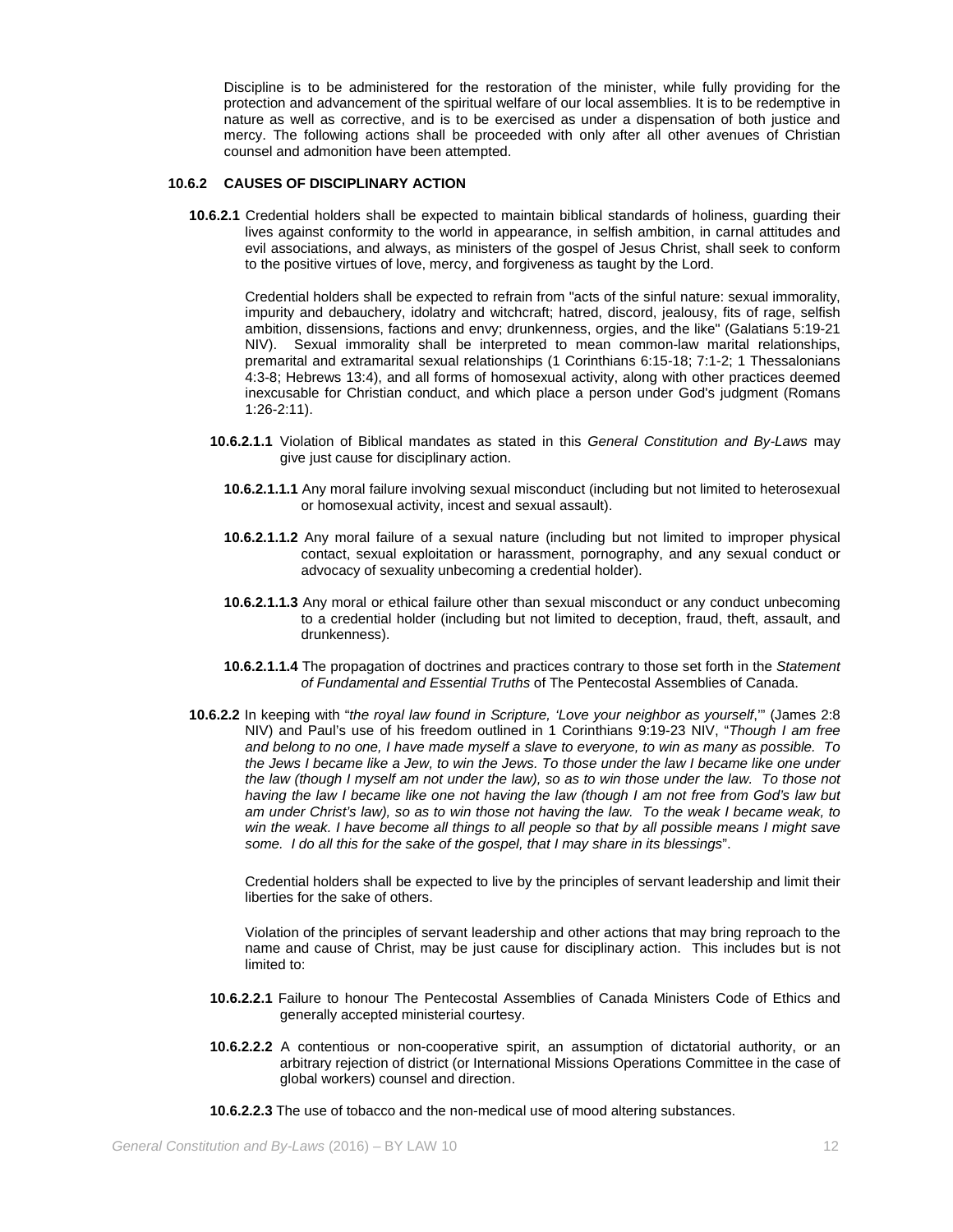Discipline is to be administered for the restoration of the minister, while fully providing for the protection and advancement of the spiritual welfare of our local assemblies. It is to be redemptive in nature as well as corrective, and is to be exercised as under a dispensation of both justice and mercy. The following actions shall be proceeded with only after all other avenues of Christian counsel and admonition have been attempted.

### 10.6.2 CAUSES OF DISCIPLINARY ACTION

**10.6.2.1** Credential holders shall be expected to maintain biblical standards of holiness, guarding their lives against conformity to the world in appearance, in selfish ambition, in carnal attitudes and evil associations, and always, as ministers of the gospel of Jesus Christ, shall seek to conform to the positive virtues of love, mercy, and forgiveness as taught by the Lord.

Credential holders shall be expected to refrain from "acts of the sinful nature: sexual immorality, impurity and debauchery, idolatry and witchcraft; hatred, discord, jealousy, fits of rage, selfish ambition, dissensions, factions and envy; drunkenness, orgies, and the like" (Galatians 5:19-21 NIV). Sexual immorality shall be interpreted to mean common-law marital relationships, premarital and extramarital sexual relationships (1 Corinthians 6:15-18; 7:1-2; 1 Thessalonians 4:3-8; Hebrews 13:4), and all forms of homosexual activity, along with other practices deemed inexcusable for Christian conduct, and which place a person under God's judgment (Romans 1:26-2:11).

**10.6.2.1.1** Violation of Biblical mandates as stated in this *General Constitution and By-Laws* may give just cause for disciplinary action.

**10.6.2.1.1.1** Any moral failure involving sexual misconduct (including but not limited to heterosexual or homosexual activity, incest and sexual assault).

**10.6.2.1.1.2** Any moral failure of a sexual nature (including but not limited to improper physical contact, sexual exploitation or harassment, pornography, and any sexual conduct or advocacy of sexuality unbecoming a credential holder).

**10.6.2.1.1.3** Any moral or ethical failure other than sexual misconduct or any conduct unbecoming to a credential holder (including but not limited to deception, fraud, theft, assault, and drunkenness).

**10.6.2.1.1.4** The propagation of doctrines and practices contrary to those set forth in the *Statement of Fundamental and Essential Truths* of The Pentecostal Assemblies of Canada.

**10.6.2.2** In keeping with "*the royal law found in Scripture, 'Love your neighbor as yourself*,'" (James 2:8 NIV) and Paul's use of his freedom outlined in 1 Corinthians 9:19-23 NIV, "*Though I am free and belong to no one, I have made myself a slave to everyone, to win as many as possible. To the Jews I became like a Jew, to win the Jews. To those under the law I became like one under the law (though I myself am not under the law), so as to win those under the law. To those not having the law I became like one not having the law (though I am not free from God's law but am under Christ's law), so as to win those not having the law. To the weak I became weak, to win the weak. I have become all things to all people so that by all possible means I might save some. I do all this for the sake of the gospel, that I may share in its blessings*".

Credential holders shall be expected to live by the principles of servant leadership and limit their liberties for the sake of others.

Violation of the principles of servant leadership and other actions that may bring reproach to the name and cause of Christ, may be just cause for disciplinary action. This includes but is not limited to:

**10.6.2.2.1** Failure to honour The Pentecostal Assemblies of Canada Ministers Code of Ethics and generally accepted ministerial courtesy.

**10.6.2.2.2** A contentious or non-cooperative spirit, an assumption of dictatorial authority, or an arbitrary rejection of district (or International Missions Operations Committee in the case of global workers) counsel and direction.

**10.6.2.2.3** The use of tobacco and the non-medical use of mood altering substances.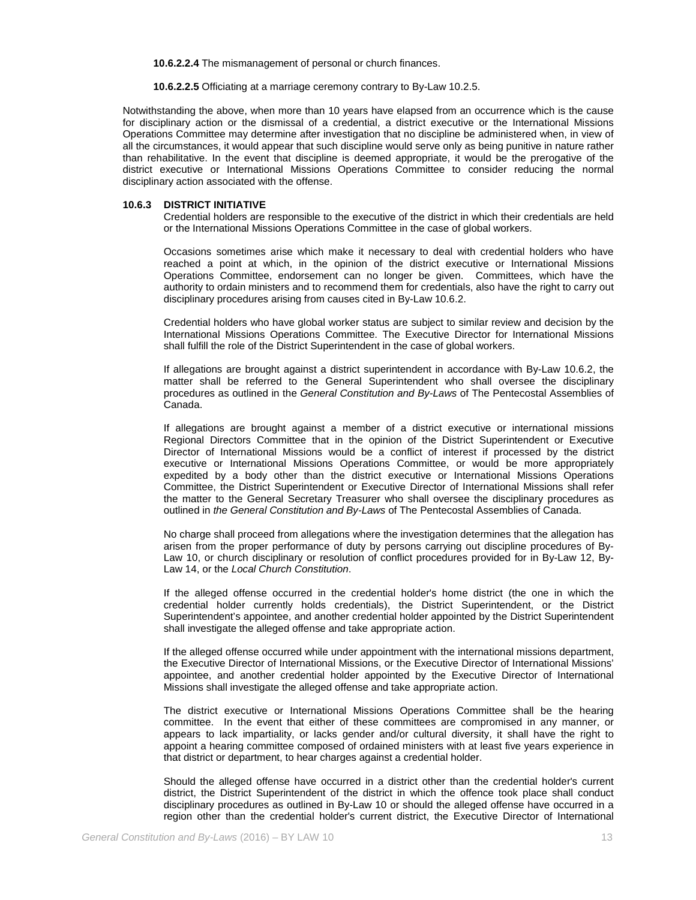**10.6.2.2.4** The mismanagement of personal or church finances.

**10.6.2.2.5** Officiating at a marriage ceremony contrary to By-Law 10.2.5.

Notwithstanding the above, when more than 10 years have elapsed from an occurrence which is the cause for disciplinary action or the dismissal of a credential, a district executive or the International Missions Operations Committee may determine after investigation that no discipline be administered when, in view of all the circumstances, it would appear that such discipline would serve only as being punitive in nature rather than rehabilitative. In the event that discipline is deemed appropriate, it would be the prerogative of the district executive or International Missions Operations Committee to consider reducing the normal disciplinary action associated with the offense.

### 10.6.3 DISTRICT INITIATIVE

Credential holders are responsible to the executive of the district in which their credentials are held or the International Missions Operations Committee in the case of global workers.

Occasions sometimes arise which make it necessary to deal with credential holders who have reached a point at which, in the opinion of the district executive or International Missions Operations Committee, endorsement can no longer be given. Committees, which have the authority to ordain ministers and to recommend them for credentials, also have the right to carry out disciplinary procedures arising from causes cited in By-Law 10.6.2.

Credential holders who have global worker status are subject to similar review and decision by the International Missions Operations Committee. The Executive Director for International Missions shall fulfill the role of the District Superintendent in the case of global workers.

If allegations are brought against a district superintendent in accordance with By-Law 10.6.2, the matter shall be referred to the General Superintendent who shall oversee the disciplinary procedures as outlined in the *General Constitution and By-Laws* of The Pentecostal Assemblies of Canada.

If allegations are brought against a member of a district executive or international missions Regional Directors Committee that in the opinion of the District Superintendent or Executive Director of International Missions would be a conflict of interest if processed by the district executive or International Missions Operations Committee, or would be more appropriately expedited by a body other than the district executive or International Missions Operations Committee, the District Superintendent or Executive Director of International Missions shall refer the matter to the General Secretary Treasurer who shall oversee the disciplinary procedures as outlined in *the General Constitution and By-Laws* of The Pentecostal Assemblies of Canada.

No charge shall proceed from allegations where the investigation determines that the allegation has arisen from the proper performance of duty by persons carrying out discipline procedures of By-Law 10, or church disciplinary or resolution of conflict procedures provided for in By-Law 12, By-Law 14, or the *Local Church Constitution*.

If the alleged offense occurred in the credential holder's home district (the one in which the credential holder currently holds credentials), the District Superintendent, or the District Superintendent's appointee, and another credential holder appointed by the District Superintendent shall investigate the alleged offense and take appropriate action.

If the alleged offense occurred while under appointment with the international missions department, the Executive Director of International Missions, or the Executive Director of International Missions' appointee, and another credential holder appointed by the Executive Director of International Missions shall investigate the alleged offense and take appropriate action.

The district executive or International Missions Operations Committee shall be the hearing committee. In the event that either of these committees are compromised in any manner, or appears to lack impartiality, or lacks gender and/or cultural diversity, it shall have the right to appoint a hearing committee composed of ordained ministers with at least five years experience in that district or department, to hear charges against a credential holder.

Should the alleged offense have occurred in a district other than the credential holder's current district, the District Superintendent of the district in which the offence took place shall conduct disciplinary procedures as outlined in By-Law 10 or should the alleged offense have occurred in a region other than the credential holder's current district, the Executive Director of International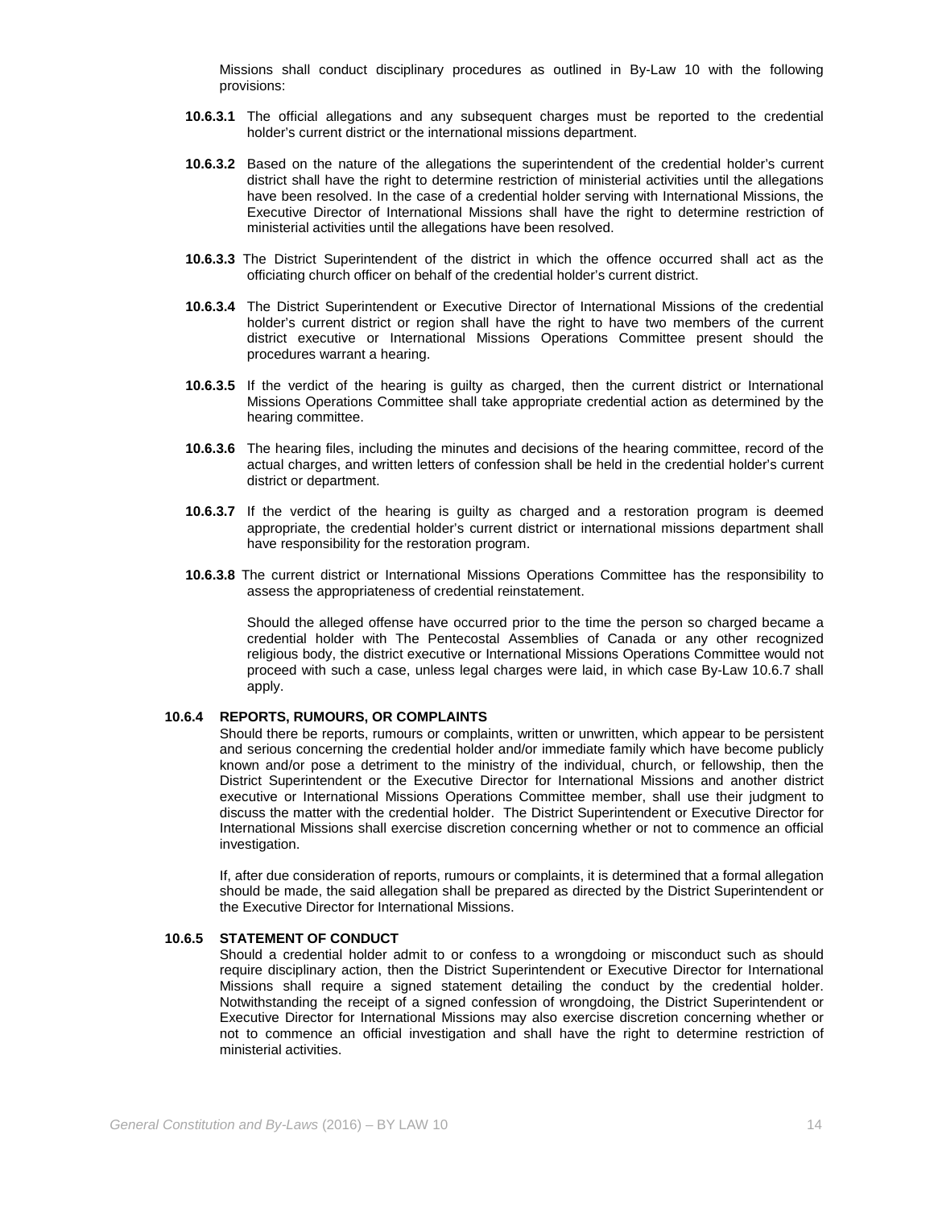Missions shall conduct disciplinary procedures as outlined in By-Law 10 with the following provisions:

**10.6.3.1** The official allegations and any subsequent charges must be reported to the credential holder's current district or the international missions department.

**10.6.3.2** Based on the nature of the allegations the superintendent of the credential holder's current district shall have the right to determine restriction of ministerial activities until the allegations have been resolved. In the case of a credential holder serving with International Missions, the Executive Director of International Missions shall have the right to determine restriction of ministerial activities until the allegations have been resolved.

**10.6.3.3** The District Superintendent of the district in which the offence occurred shall act as the officiating church officer on behalf of the credential holder's current district.

**10.6.3.4** The District Superintendent or Executive Director of International Missions of the credential holder's current district or region shall have the right to have two members of the current district executive or International Missions Operations Committee present should the procedures warrant a hearing.

**10.6.3.5** If the verdict of the hearing is guilty as charged, then the current district or International Missions Operations Committee shall take appropriate credential action as determined by the hearing committee.

**10.6.3.6** The hearing files, including the minutes and decisions of the hearing committee, record of the actual charges, and written letters of confession shall be held in the credential holder's current district or department.

**10.6.3.7** If the verdict of the hearing is guilty as charged and a restoration program is deemed appropriate, the credential holder's current district or international missions department shall have responsibility for the restoration program.

**10.6.3.8** The current district or International Missions Operations Committee has the responsibility to assess the appropriateness of credential reinstatement.

Should the alleged offense have occurred prior to the time the person so charged became a credential holder with The Pentecostal Assemblies of Canada or any other recognized religious body, the district executive or International Missions Operations Committee would not proceed with such a case, unless legal charges were laid, in which case By-Law 10.6.7 shall apply.

### 10.6.4 REPORTS, RUMOURS, OR COMPLAINTS

Should there be reports, rumours or complaints, written or unwritten, which appear to be persistent and serious concerning the credential holder and/or immediate family which have become publicly known and/or pose a detriment to the ministry of the individual, church, or fellowship, then the District Superintendent or the Executive Director for International Missions and another district executive or International Missions Operations Committee member, shall use their judgment to discuss the matter with the credential holder. The District Superintendent or Executive Director for International Missions shall exercise discretion concerning whether or not to commence an official investigation.

If, after due consideration of reports, rumours or complaints, it is determined that a formal allegation should be made, the said allegation shall be prepared as directed by the District Superintendent or the Executive Director for International Missions.

### 10.6.5 STATEMENT OF CONDUCT

Should a credential holder admit to or confess to a wrongdoing or misconduct such as should require disciplinary action, then the District Superintendent or Executive Director for International Missions shall require a signed statement detailing the conduct by the credential holder. Notwithstanding the receipt of a signed confession of wrongdoing, the District Superintendent or Executive Director for International Missions may also exercise discretion concerning whether or not to commence an official investigation and shall have the right to determine restriction of ministerial activities.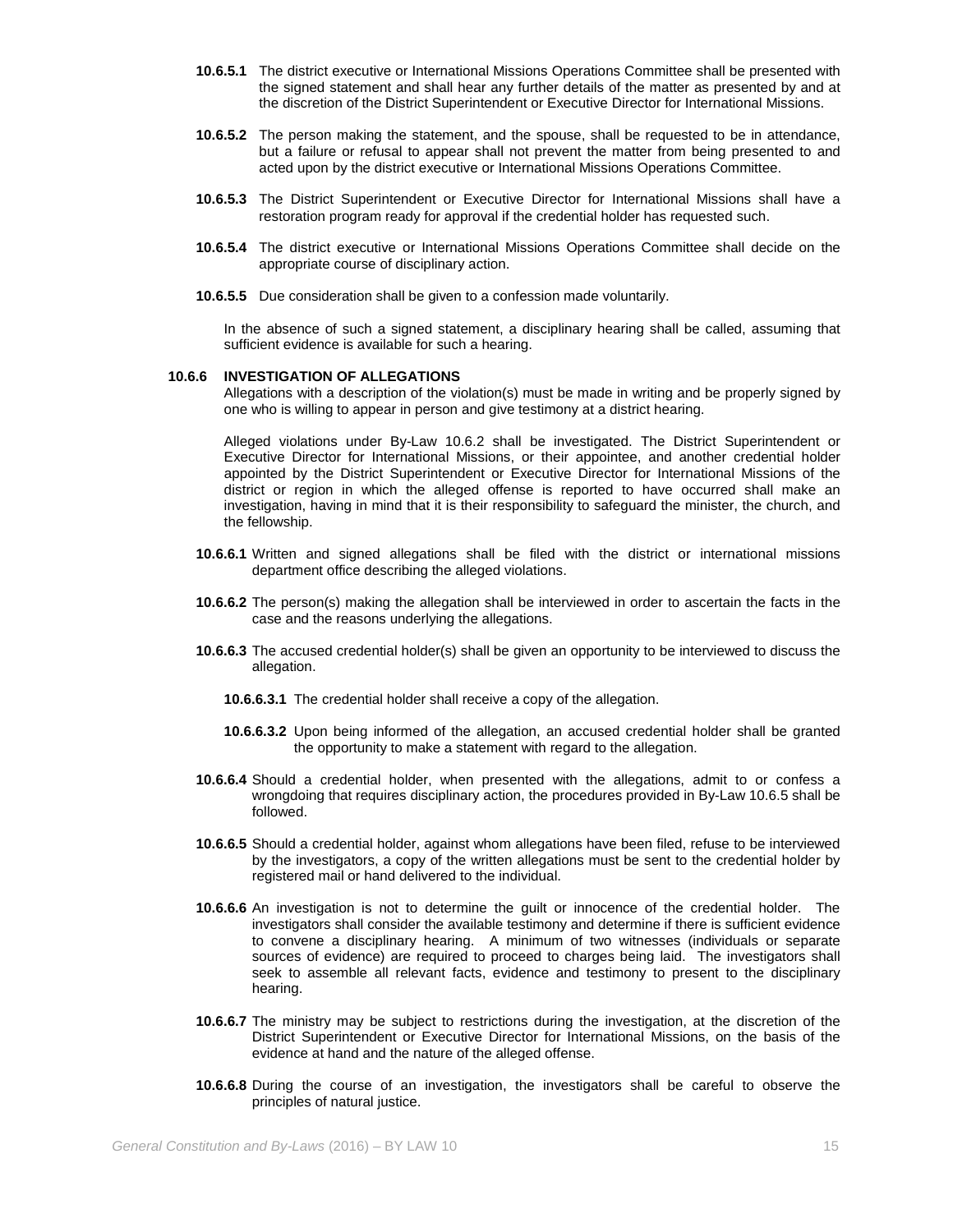**10.6.5.1** The district executive or International Missions Operations Committee shall be presented with the signed statement and shall hear any further details of the matter as presented by and at the discretion of the District Superintendent or Executive Director for International Missions.

**10.6.5.2** The person making the statement, and the spouse, shall be requested to be in attendance, but a failure or refusal to appear shall not prevent the matter from being presented to and acted upon by the district executive or International Missions Operations Committee.

**10.6.5.3** The District Superintendent or Executive Director for International Missions shall have a restoration program ready for approval if the credential holder has requested such.

**10.6.5.4** The district executive or International Missions Operations Committee shall decide on the appropriate course of disciplinary action.

**10.6.5.5** Due consideration shall be given to a confession made voluntarily.

In the absence of such a signed statement, a disciplinary hearing shall be called, assuming that sufficient evidence is available for such a hearing.

**10.6.6 INVESTIGATION OF ALLEGATIONS**

Allegations with a description of the violation(s) must be made in writing and be properly signed by one who is willing to appear in person and give testimony at a district hearing.

Alleged violations under By-Law 10.6.2 shall be investigated. The District Superintendent or Executive Director for International Missions, or their appointee, and another credential holder appointed by the District Superintendent or Executive Director for International Missions of the district or region in which the alleged offense is reported to have occurred shall make an investigation, having in mind that it is their responsibility to safeguard the minister, the church, and the fellowship.

**10.6.6.1** Written and signed allegations shall be filed with the district or international missions department office describing the alleged violations.

**10.6.6.2** The person(s) making the allegation shall be interviewed in order to ascertain the facts in the case and the reasons underlying the allegations.

**10.6.6.3** The accused credential holder(s) shall be given an opportunity to be interviewed to discuss the allegation.

**10.6.6.3.1** The credential holder shall receive a copy of the allegation.

**10.6.6.3.2** Upon being informed of the allegation, an accused credential holder shall be granted the opportunity to make a statement with regard to the allegation.

**10.6.6.4** Should a credential holder, when presented with the allegations, admit to or confess a wrongdoing that requires disciplinary action, the procedures provided in By-Law 10.6.5 shall be followed.

**10.6.6.5** Should a credential holder, against whom allegations have been filed, refuse to be interviewed by the investigators, a copy of the written allegations must be sent to the credential holder by registered mail or hand delivered to the individual.

**10.6.6.6** An investigation is not to determine the guilt or innocence of the credential holder. The investigators shall consider the available testimony and determine if there is sufficient evidence to convene a disciplinary hearing. A minimum of two witnesses (individuals or separate sources of evidence) are required to proceed to charges being laid. The investigators shall seek to assemble all relevant facts, evidence and testimony to present to the disciplinary hearing.

**10.6.6.7** The ministry may be subject to restrictions during the investigation, at the discretion of the District Superintendent or Executive Director for International Missions, on the basis of the evidence at hand and the nature of the alleged offense.

**10.6.6.8** During the course of an investigation, the investigators shall be careful to observe the principles of natural justice.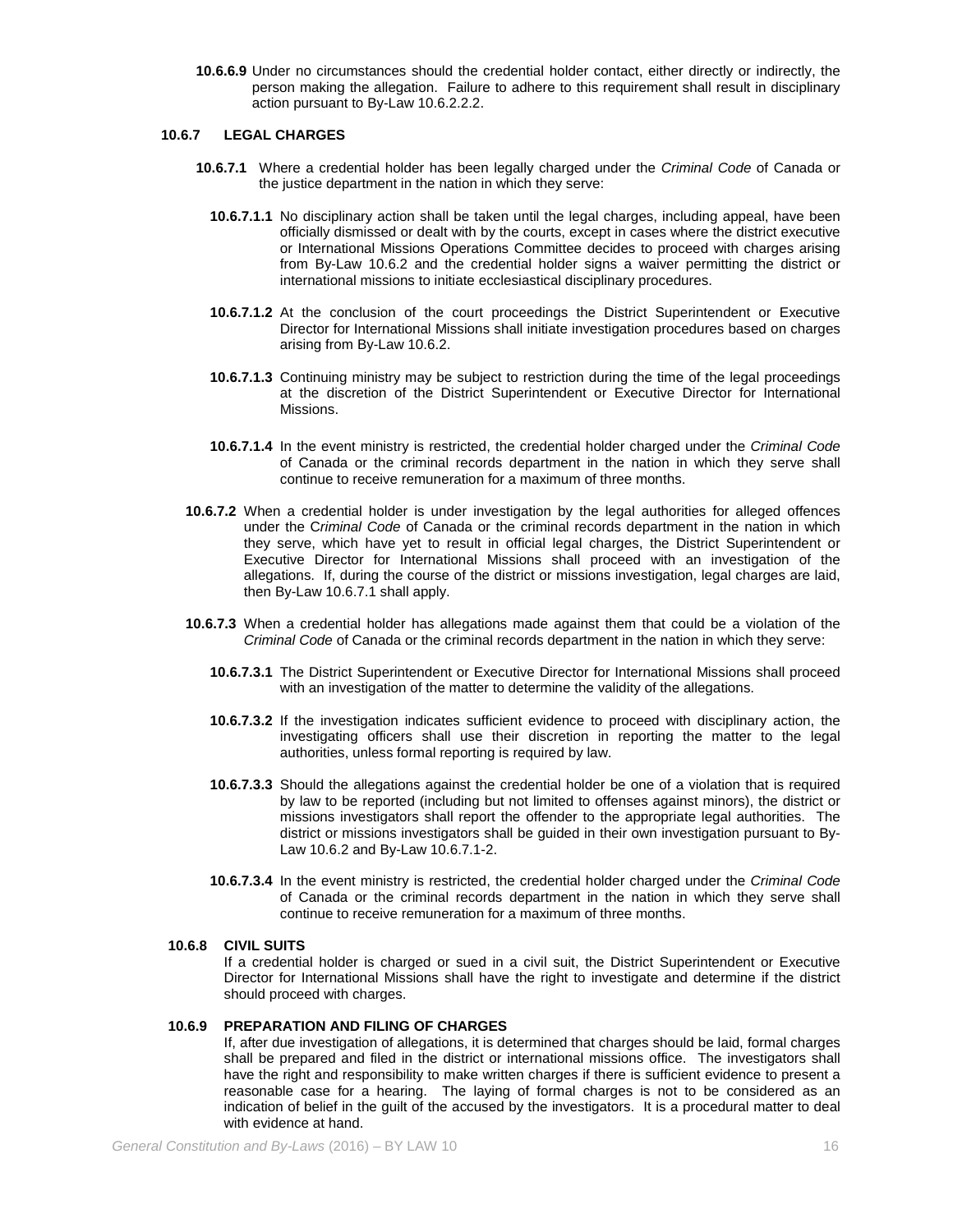**10.6.6.9** Under no circumstances should the credential holder contact, either directly or indirectly, the person making the allegation. Failure to adhere to this requirement shall result in disciplinary action pursuant to By-Law 10.6.2.2.2.

### 10.6.7 LEGAL CHARGES

**10.6.7.1** Where a credential holder has been legally charged under the *Criminal Code* of Canada or the justice department in the nation in which they serve:

**10.6.7.1.1** No disciplinary action shall be taken until the legal charges, including appeal, have been officially dismissed or dealt with by the courts, except in cases where the district executive or International Missions Operations Committee decides to proceed with charges arising from By-Law 10.6.2 and the credential holder signs a waiver permitting the district or international missions to initiate ecclesiastical disciplinary procedures.

**10.6.7.1.2** At the conclusion of the court proceedings the District Superintendent or Executive Director for International Missions shall initiate investigation procedures based on charges arising from By-Law 10.6.2.

**10.6.7.1.3** Continuing ministry may be subject to restriction during the time of the legal proceedings at the discretion of the District Superintendent or Executive Director for International Missions.

**10.6.7.1.4** In the event ministry is restricted, the credential holder charged under the *Criminal Code* of Canada or the criminal records department in the nation in which they serve shall continue to receive remuneration for a maximum of three months.

**10.6.7.2** When a credential holder is under investigation by the legal authorities for alleged offences under the C*riminal Code* of Canada or the criminal records department in the nation in which they serve, which have yet to result in official legal charges, the District Superintendent or Executive Director for International Missions shall proceed with an investigation of the allegations. If, during the course of the district or missions investigation, legal charges are laid, then By-Law 10.6.7.1 shall apply.

**10.6.7.3** When a credential holder has allegations made against them that could be a violation of the *Criminal Code* of Canada or the criminal records department in the nation in which they serve:

**10.6.7.3.1** The District Superintendent or Executive Director for International Missions shall proceed with an investigation of the matter to determine the validity of the allegations.

**10.6.7.3.2** If the investigation indicates sufficient evidence to proceed with disciplinary action, the investigating officers shall use their discretion in reporting the matter to the legal authorities, unless formal reporting is required by law.

**10.6.7.3.3** Should the allegations against the credential holder be one of a violation that is required by law to be reported (including but not limited to offenses against minors), the district or missions investigators shall report the offender to the appropriate legal authorities. The district or missions investigators shall be guided in their own investigation pursuant to By-Law 10.6.2 and By-Law 10.6.7.1-2.

**10.6.7.3.4** In the event ministry is restricted, the credential holder charged under the *Criminal Code* of Canada or the criminal records department in the nation in which they serve shall continue to receive remuneration for a maximum of three months.

### 10.6.8 CIVIL SUITS

If a credential holder is charged or sued in a civil suit, the District Superintendent or Executive Director for International Missions shall have the right to investigate and determine if the district should proceed with charges.

### 10.6.9 PREPARATION AND FILING OF CHARGES

If, after due investigation of allegations, it is determined that charges should be laid, formal charges shall be prepared and filed in the district or international missions office. The investigators shall have the right and responsibility to make written charges if there is sufficient evidence to present a reasonable case for a hearing. The laying of formal charges is not to be considered as an indication of belief in the guilt of the accused by the investigators. It is a procedural matter to deal with evidence at hand.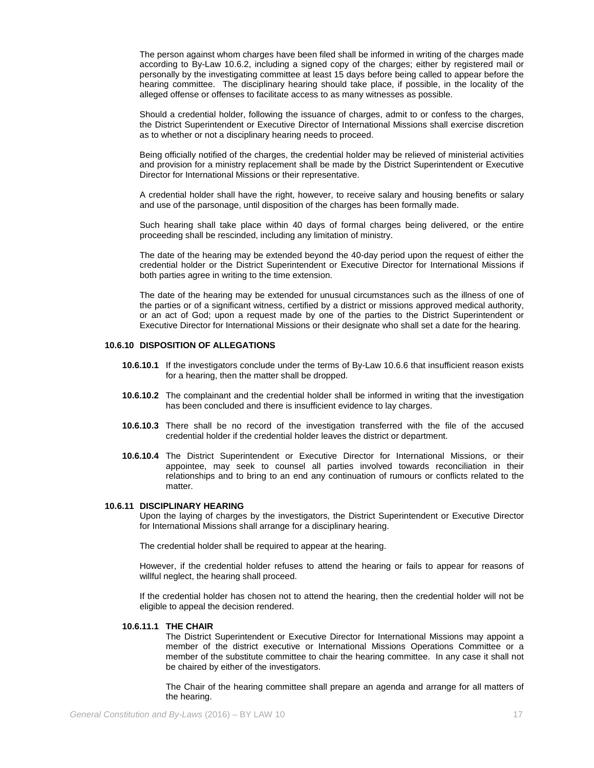The person against whom charges have been filed shall be informed in writing of the charges made according to By-Law 10.6.2, including a signed copy of the charges; either by registered mail or personally by the investigating committee at least 15 days before being called to appear before the hearing committee. The disciplinary hearing should take place, if possible, in the locality of the alleged offense or offenses to facilitate access to as many witnesses as possible.

Should a credential holder, following the issuance of charges, admit to or confess to the charges, the District Superintendent or Executive Director of International Missions shall exercise discretion as to whether or not a disciplinary hearing needs to proceed.

Being officially notified of the charges, the credential holder may be relieved of ministerial activities and provision for a ministry replacement shall be made by the District Superintendent or Executive Director for International Missions or their representative.

A credential holder shall have the right, however, to receive salary and housing benefits or salary and use of the parsonage, until disposition of the charges has been formally made.

Such hearing shall take place within 40 days of formal charges being delivered, or the entire proceeding shall be rescinded, including any limitation of ministry.

The date of the hearing may be extended beyond the 40-day period upon the request of either the credential holder or the District Superintendent or Executive Director for International Missions if both parties agree in writing to the time extension.

The date of the hearing may be extended for unusual circumstances such as the illness of one of the parties or of a significant witness, certified by a district or missions approved medical authority, or an act of God; upon a request made by one of the parties to the District Superintendent or Executive Director for International Missions or their designate who shall set a date for the hearing.

### 10.6.10 DISPOSITION OF ALLEGATIONS

**10.6.10.1** If the investigators conclude under the terms of By-Law 10.6.6 that insufficient reason exists for a hearing, then the matter shall be dropped.

**10.6.10.2** The complainant and the credential holder shall be informed in writing that the investigation has been concluded and there is insufficient evidence to lay charges.

**10.6.10.3** There shall be no record of the investigation transferred with the file of the accused credential holder if the credential holder leaves the district or department.

**10.6.10.4** The District Superintendent or Executive Director for International Missions, or their appointee, may seek to counsel all parties involved towards reconciliation in their relationships and to bring to an end any continuation of rumours or conflicts related to the matter.

### 10.6.11 DISCIPLINARY HEARING

Upon the laying of charges by the investigators, the District Superintendent or Executive Director for International Missions shall arrange for a disciplinary hearing.

The credential holder shall be required to appear at the hearing.

However, if the credential holder refuses to attend the hearing or fails to appear for reasons of willful neglect, the hearing shall proceed.

If the credential holder has chosen not to attend the hearing, then the credential holder will not be eligible to appeal the decision rendered.

#### 10.6.11.1 THE CHAIR

The District Superintendent or Executive Director for International Missions may appoint a member of the district executive or International Missions Operations Committee or a member of the substitute committee to chair the hearing committee. In any case it shall not be chaired by either of the investigators.

The Chair of the hearing committee shall prepare an agenda and arrange for all matters of the hearing.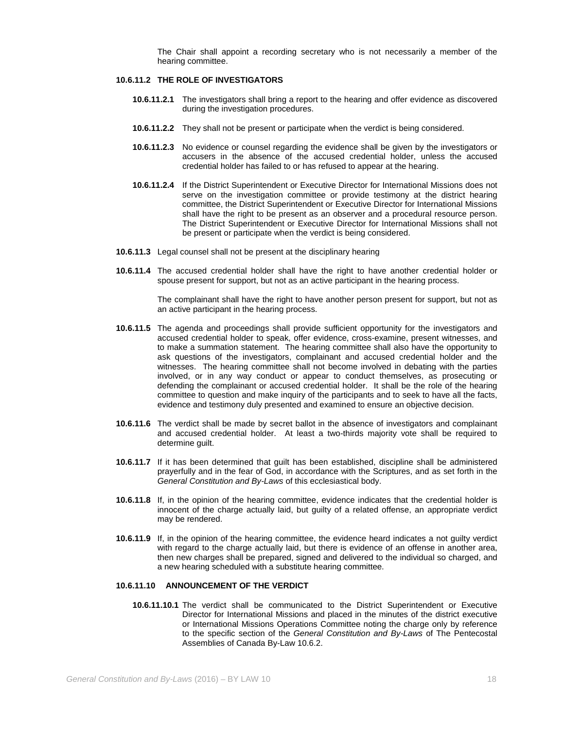The Chair shall appoint a recording secretary who is not necessarily a member of the hearing committee.

**10.6.11.2 THE ROLE OF INVESTIGATORS**

**10.6.11.2.1** The investigators shall bring a report to the hearing and offer evidence as discovered during the investigation procedures.

**10.6.11.2.2** They shall not be present or participate when the verdict is being considered.

**10.6.11.2.3** No evidence or counsel regarding the evidence shall be given by the investigators or accusers in the absence of the accused credential holder, unless the accused credential holder has failed to or has refused to appear at the hearing.

**10.6.11.2.4** If the District Superintendent or Executive Director for International Missions does not serve on the investigation committee or provide testimony at the district hearing committee, the District Superintendent or Executive Director for International Missions shall have the right to be present as an observer and a procedural resource person. The District Superintendent or Executive Director for International Missions shall not be present or participate when the verdict is being considered.

**10.6.11.3** Legal counsel shall not be present at the disciplinary hearing

**10.6.11.4** The accused credential holder shall have the right to have another credential holder or spouse present for support, but not as an active participant in the hearing process.

The complainant shall have the right to have another person present for support, but not as an active participant in the hearing process.

**10.6.11.5** The agenda and proceedings shall provide sufficient opportunity for the investigators and accused credential holder to speak, offer evidence, cross-examine, present witnesses, and to make a summation statement. The hearing committee shall also have the opportunity to ask questions of the investigators, complainant and accused credential holder and the witnesses. The hearing committee shall not become involved in debating with the parties involved, or in any way conduct or appear to conduct themselves, as prosecuting or defending the complainant or accused credential holder. It shall be the role of the hearing committee to question and make inquiry of the participants and to seek to have all the facts, evidence and testimony duly presented and examined to ensure an objective decision.

**10.6.11.6** The verdict shall be made by secret ballot in the absence of investigators and complainant and accused credential holder. At least a two-thirds majority vote shall be required to determine guilt.

**10.6.11.7** If it has been determined that guilt has been established, discipline shall be administered prayerfully and in the fear of God, in accordance with the Scriptures, and as set forth in the *General Constitution and By-Laws* of this ecclesiastical body.

**10.6.11.8** If, in the opinion of the hearing committee, evidence indicates that the credential holder is innocent of the charge actually laid, but guilty of a related offense, an appropriate verdict may be rendered.

**10.6.11.9** If, in the opinion of the hearing committee, the evidence heard indicates a not guilty verdict with regard to the charge actually laid, but there is evidence of an offense in another area, then new charges shall be prepared, signed and delivered to the individual so charged, and a new hearing scheduled with a substitute hearing committee.

**10.6.11.10 ANNOUNCEMENT OF THE VERDICT**

**10.6.11.10.1** The verdict shall be communicated to the District Superintendent or Executive Director for International Missions and placed in the minutes of the district executive or International Missions Operations Committee noting the charge only by reference to the specific section of the *General Constitution and By-Laws* of The Pentecostal Assemblies of Canada By-Law 10.6.2.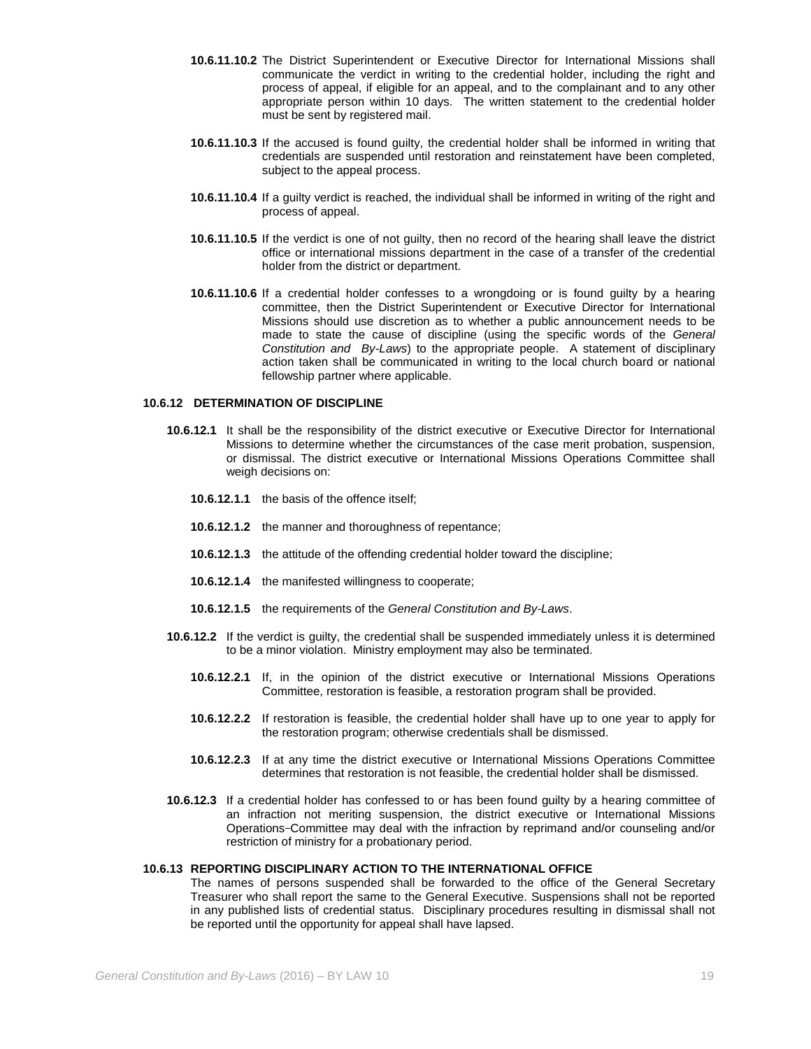**10.6.11.10.2** The District Superintendent or Executive Director for International Missions shall communicate the verdict in writing to the credential holder, including the right and process of appeal, if eligible for an appeal, and to the complainant and to any other appropriate person within 10 days. The written statement to the credential holder must be sent by registered mail.

**10.6.11.10.3** If the accused is found guilty, the credential holder shall be informed in writing that credentials are suspended until restoration and reinstatement have been completed, subject to the appeal process.

**10.6.11.10.4** If a guilty verdict is reached, the individual shall be informed in writing of the right and process of appeal.

**10.6.11.10.5** If the verdict is one of not guilty, then no record of the hearing shall leave the district office or international missions department in the case of a transfer of the credential holder from the district or department.

**10.6.11.10.6** If a credential holder confesses to a wrongdoing or is found guilty by a hearing committee, then the District Superintendent or Executive Director for International Missions should use discretion as to whether a public announcement needs to be made to state the cause of discipline (using the specific words of the *General Constitution and By-Laws*) to the appropriate people. A statement of disciplinary action taken shall be communicated in writing to the local church board or national fellowship partner where applicable.

### 10.6.12 DETERMINATION OF DISCIPLINE

**10.6.12.1** It shall be the responsibility of the district executive or Executive Director for International Missions to determine whether the circumstances of the case merit probation, suspension, or dismissal. The district executive or International Missions Operations Committee shall weigh decisions on:

**10.6.12.1.1** the basis of the offence itself;

**10.6.12.1.2** the manner and thoroughness of repentance;

**10.6.12.1.3** the attitude of the offending credential holder toward the discipline;

**10.6.12.1.4** the manifested willingness to cooperate;

**10.6.12.1.5** the requirements of the *General Constitution and By-Laws*.

**10.6.12.2** If the verdict is guilty, the credential shall be suspended immediately unless it is determined to be a minor violation. Ministry employment may also be terminated.

**10.6.12.2.1** If, in the opinion of the district executive or International Missions Operations Committee, restoration is feasible, a restoration program shall be provided.

**10.6.12.2.2** If restoration is feasible, the credential holder shall have up to one year to apply for the restoration program; otherwise credentials shall be dismissed.

**10.6.12.2.3** If at any time the district executive or International Missions Operations Committee determines that restoration is not feasible, the credential holder shall be dismissed.

**10.6.12.3** If a credential holder has confessed to or has been found guilty by a hearing committee of an infraction not meriting suspension, the district executive or International Missions Operations Committee may deal with the infraction by reprimand and/or counseling and/or restriction of ministry for a probationary period.

### 10.6.13 REPORTING DISCIPLINARY ACTION TO THE INTERNATIONAL OFFICE

The names of persons suspended shall be forwarded to the office of the General Secretary Treasurer who shall report the same to the General Executive. Suspensions shall not be reported in any published lists of credential status. Disciplinary procedures resulting in dismissal shall not be reported until the opportunity for appeal shall have lapsed.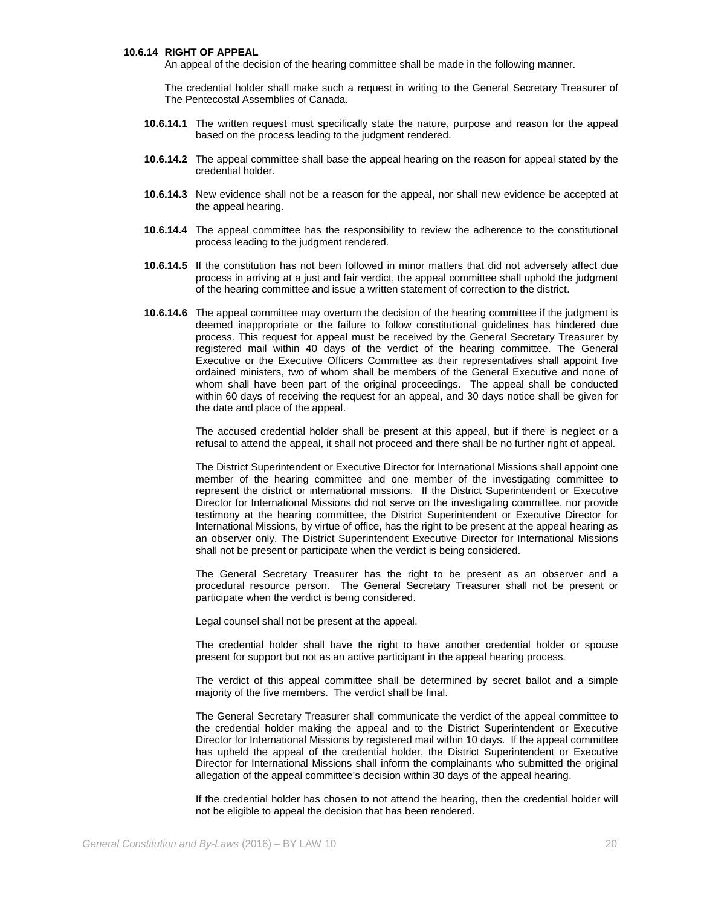**10.6.14 RIGHT OF APPEAL**

An appeal of the decision of the hearing committee shall be made in the following manner.

The credential holder shall make such a request in writing to the General Secretary Treasurer of The Pentecostal Assemblies of Canada.

**10.6.14.1** The written request must specifically state the nature, purpose and reason for the appeal based on the process leading to the judgment rendered.

**10.6.14.2** The appeal committee shall base the appeal hearing on the reason for appeal stated by the credential holder.

**10.6.14.3** New evidence shall not be a reason for the appeal**,** nor shall new evidence be accepted at the appeal hearing.

**10.6.14.4** The appeal committee has the responsibility to review the adherence to the constitutional process leading to the judgment rendered.

**10.6.14.5** If the constitution has not been followed in minor matters that did not adversely affect due process in arriving at a just and fair verdict, the appeal committee shall uphold the judgment of the hearing committee and issue a written statement of correction to the district.

**10.6.14.6** The appeal committee may overturn the decision of the hearing committee if the judgment is deemed inappropriate or the failure to follow constitutional guidelines has hindered due process. This request for appeal must be received by the General Secretary Treasurer by registered mail within 40 days of the verdict of the hearing committee. The General Executive or the Executive Officers Committee as their representatives shall appoint five ordained ministers, two of whom shall be members of the General Executive and none of whom shall have been part of the original proceedings. The appeal shall be conducted within 60 days of receiving the request for an appeal, and 30 days notice shall be given for the date and place of the appeal.

The accused credential holder shall be present at this appeal, but if there is neglect or a refusal to attend the appeal, it shall not proceed and there shall be no further right of appeal.

The District Superintendent or Executive Director for International Missions shall appoint one member of the hearing committee and one member of the investigating committee to represent the district or international missions. If the District Superintendent or Executive Director for International Missions did not serve on the investigating committee, nor provide testimony at the hearing committee, the District Superintendent or Executive Director for International Missions, by virtue of office, has the right to be present at the appeal hearing as an observer only. The District Superintendent Executive Director for International Missions shall not be present or participate when the verdict is being considered.

The General Secretary Treasurer has the right to be present as an observer and a procedural resource person. The General Secretary Treasurer shall not be present or participate when the verdict is being considered.

Legal counsel shall not be present at the appeal.

The credential holder shall have the right to have another credential holder or spouse present for support but not as an active participant in the appeal hearing process.

The verdict of this appeal committee shall be determined by secret ballot and a simple majority of the five members. The verdict shall be final.

The General Secretary Treasurer shall communicate the verdict of the appeal committee to the credential holder making the appeal and to the District Superintendent or Executive Director for International Missions by registered mail within 10 days. If the appeal committee has upheld the appeal of the credential holder, the District Superintendent or Executive Director for International Missions shall inform the complainants who submitted the original allegation of the appeal committee's decision within 30 days of the appeal hearing.

If the credential holder has chosen to not attend the hearing, then the credential holder will not be eligible to appeal the decision that has been rendered.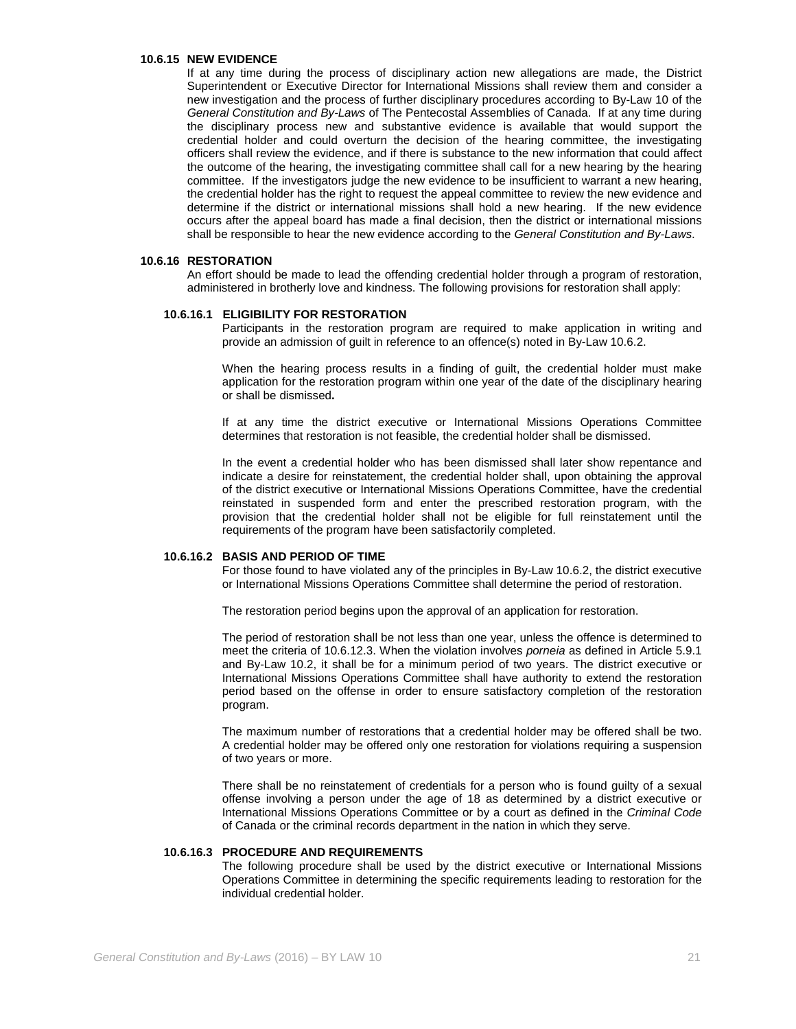#### 10.6.15 NEW EVIDENCE

If at any time during the process of disciplinary action new allegations are made, the District Superintendent or Executive Director for International Missions shall review them and consider a new investigation and the process of further disciplinary procedures according to By-Law 10 of the *General Constitution and By-Laws* of The Pentecostal Assemblies of Canada. If at any time during the disciplinary process new and substantive evidence is available that would support the credential holder and could overturn the decision of the hearing committee, the investigating officers shall review the evidence, and if there is substance to the new information that could affect the outcome of the hearing, the investigating committee shall call for a new hearing by the hearing committee. If the investigators judge the new evidence to be insufficient to warrant a new hearing, the credential holder has the right to request the appeal committee to review the new evidence and determine if the district or international missions shall hold a new hearing. If the new evidence occurs after the appeal board has made a final decision, then the district or international missions shall be responsible to hear the new evidence according to the *General Constitution and By-Laws*.

#### 10.6.16 RESTORATION

An effort should be made to lead the offending credential holder through a program of restoration, administered in brotherly love and kindness. The following provisions for restoration shall apply:

##### 10.6.16.1 ELIGIBILITY FOR RESTORATION

Participants in the restoration program are required to make application in writing and provide an admission of guilt in reference to an offence(s) noted in By-Law 10.6.2.

When the hearing process results in a finding of guilt, the credential holder must make application for the restoration program within one year of the date of the disciplinary hearing or shall be dismissed**.**

If at any time the district executive or International Missions Operations Committee determines that restoration is not feasible, the credential holder shall be dismissed.

In the event a credential holder who has been dismissed shall later show repentance and indicate a desire for reinstatement, the credential holder shall, upon obtaining the approval of the district executive or International Missions Operations Committee, have the credential reinstated in suspended form and enter the prescribed restoration program, with the provision that the credential holder shall not be eligible for full reinstatement until the requirements of the program have been satisfactorily completed.

##### 10.6.16.2 BASIS AND PERIOD OF TIME

For those found to have violated any of the principles in By-Law 10.6.2, the district executive or International Missions Operations Committee shall determine the period of restoration.

The restoration period begins upon the approval of an application for restoration.

The period of restoration shall be not less than one year, unless the offence is determined to meet the criteria of 10.6.12.3. When the violation involves *porneia* as defined in Article 5.9.1 and By-Law 10.2, it shall be for a minimum period of two years. The district executive or International Missions Operations Committee shall have authority to extend the restoration period based on the offense in order to ensure satisfactory completion of the restoration program.

The maximum number of restorations that a credential holder may be offered shall be two. A credential holder may be offered only one restoration for violations requiring a suspension of two years or more.

There shall be no reinstatement of credentials for a person who is found guilty of a sexual offense involving a person under the age of 18 as determined by a district executive or International Missions Operations Committee or by a court as defined in the *Criminal Code* of Canada or the criminal records department in the nation in which they serve.

##### 10.6.16.3 PROCEDURE AND REQUIREMENTS

The following procedure shall be used by the district executive or International Missions Operations Committee in determining the specific requirements leading to restoration for the individual credential holder.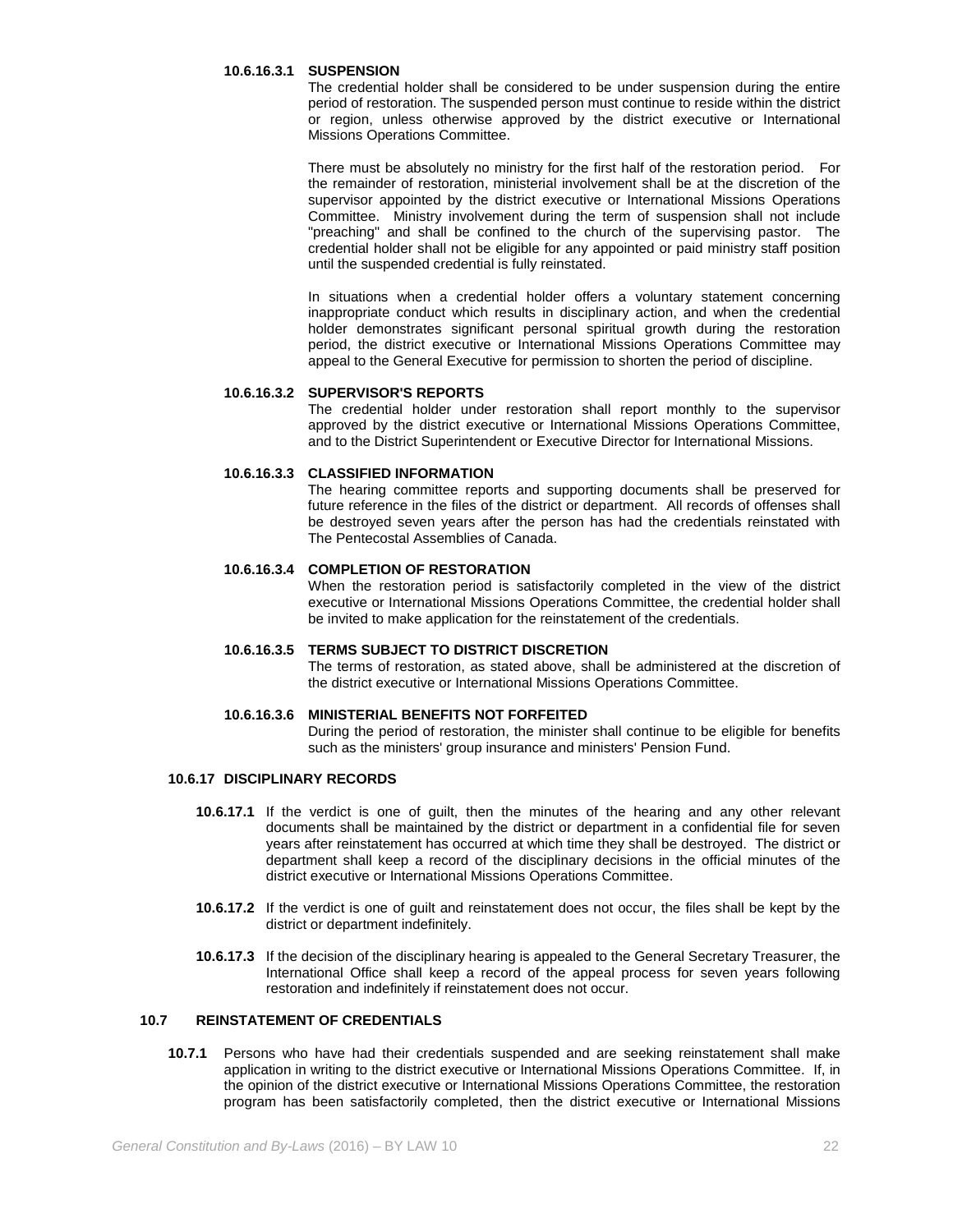#### 10.6.16.3.1 SUSPENSION

The credential holder shall be considered to be under suspension during the entire period of restoration. The suspended person must continue to reside within the district or region, unless otherwise approved by the district executive or International Missions Operations Committee.

There must be absolutely no ministry for the first half of the restoration period. For the remainder of restoration, ministerial involvement shall be at the discretion of the supervisor appointed by the district executive or International Missions Operations Committee. Ministry involvement during the term of suspension shall not include "preaching" and shall be confined to the church of the supervising pastor. The credential holder shall not be eligible for any appointed or paid ministry staff position until the suspended credential is fully reinstated.

In situations when a credential holder offers a voluntary statement concerning inappropriate conduct which results in disciplinary action, and when the credential holder demonstrates significant personal spiritual growth during the restoration period, the district executive or International Missions Operations Committee may appeal to the General Executive for permission to shorten the period of discipline.

#### 10.6.16.3.2 SUPERVISOR'S REPORTS

The credential holder under restoration shall report monthly to the supervisor approved by the district executive or International Missions Operations Committee, and to the District Superintendent or Executive Director for International Missions.

#### 10.6.16.3.3 CLASSIFIED INFORMATION

The hearing committee reports and supporting documents shall be preserved for future reference in the files of the district or department. All records of offenses shall be destroyed seven years after the person has had the credentials reinstated with The Pentecostal Assemblies of Canada.

#### 10.6.16.3.4 COMPLETION OF RESTORATION

When the restoration period is satisfactorily completed in the view of the district executive or International Missions Operations Committee, the credential holder shall be invited to make application for the reinstatement of the credentials.

#### 10.6.16.3.5 TERMS SUBJECT TO DISTRICT DISCRETION

The terms of restoration, as stated above, shall be administered at the discretion of the district executive or International Missions Operations Committee.

#### 10.6.16.3.6 MINISTERIAL BENEFITS NOT FORFEITED

During the period of restoration, the minister shall continue to be eligible for benefits such as the ministers' group insurance and ministers' Pension Fund.

### 10.6.17 DISCIPLINARY RECORDS

**10.6.17.1** If the verdict is one of guilt, then the minutes of the hearing and any other relevant documents shall be maintained by the district or department in a confidential file for seven years after reinstatement has occurred at which time they shall be destroyed. The district or department shall keep a record of the disciplinary decisions in the official minutes of the district executive or International Missions Operations Committee.

**10.6.17.2** If the verdict is one of guilt and reinstatement does not occur, the files shall be kept by the district or department indefinitely.

**10.6.17.3** If the decision of the disciplinary hearing is appealed to the General Secretary Treasurer, the International Office shall keep a record of the appeal process for seven years following restoration and indefinitely if reinstatement does not occur.

## 10.7 REINSTATEMENT OF CREDENTIALS

**10.7.1** Persons who have had their credentials suspended and are seeking reinstatement shall make application in writing to the district executive or International Missions Operations Committee. If, in the opinion of the district executive or International Missions Operations Committee, the restoration program has been satisfactorily completed, then the district executive or International Missions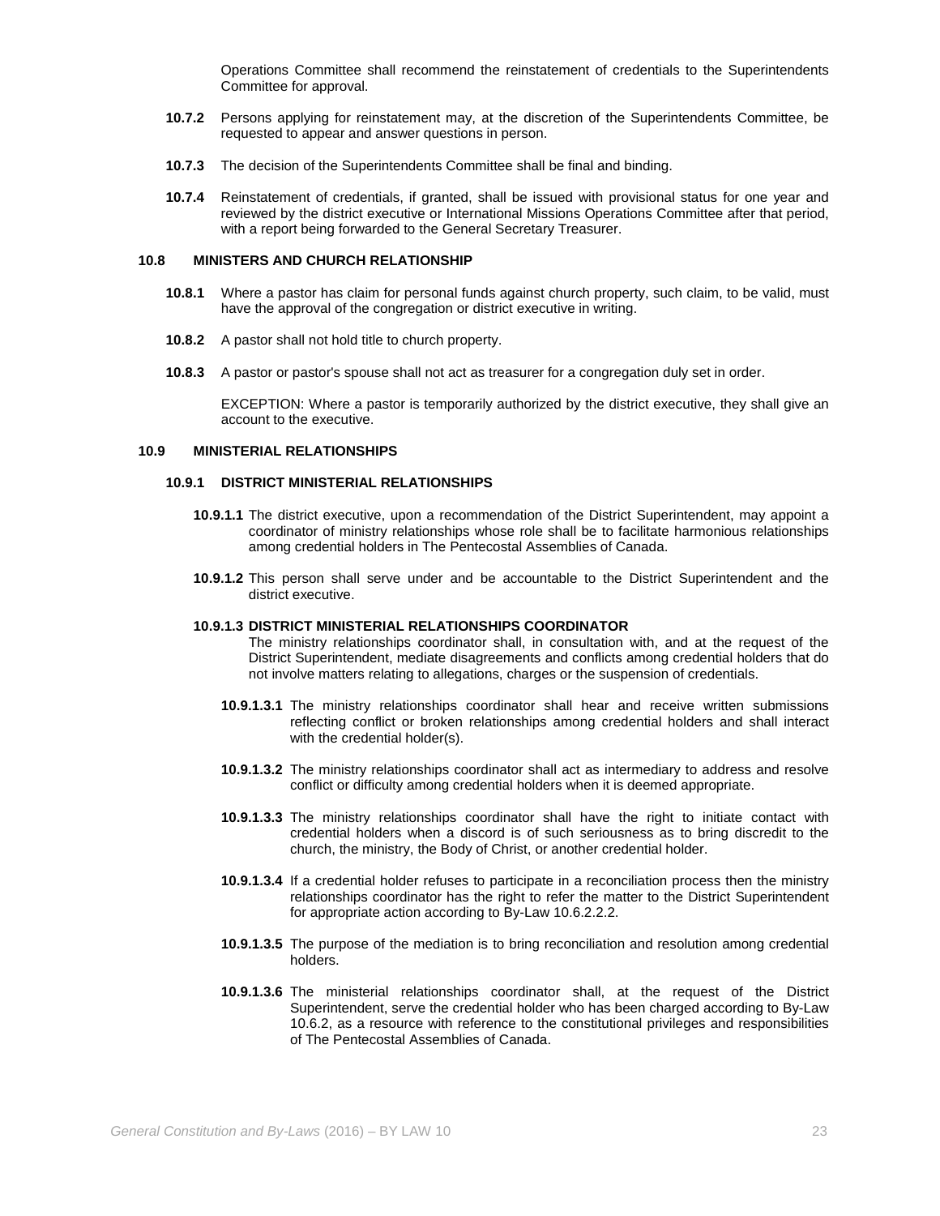Operations Committee shall recommend the reinstatement of credentials to the Superintendents Committee for approval.

**10.7.2** Persons applying for reinstatement may, at the discretion of the Superintendents Committee, be requested to appear and answer questions in person.

**10.7.3** The decision of the Superintendents Committee shall be final and binding.

**10.7.4** Reinstatement of credentials, if granted, shall be issued with provisional status for one year and reviewed by the district executive or International Missions Operations Committee after that period, with a report being forwarded to the General Secretary Treasurer.

## 10.8 MINISTERS AND CHURCH RELATIONSHIP

**10.8.1** Where a pastor has claim for personal funds against church property, such claim, to be valid, must have the approval of the congregation or district executive in writing.

**10.8.2** A pastor shall not hold title to church property.

**10.8.3** A pastor or pastor's spouse shall not act as treasurer for a congregation duly set in order.

EXCEPTION: Where a pastor is temporarily authorized by the district executive, they shall give an account to the executive.

## 10.9 MINISTERIAL RELATIONSHIPS

### 10.9.1 DISTRICT MINISTERIAL RELATIONSHIPS

**10.9.1.1** The district executive, upon a recommendation of the District Superintendent, may appoint a coordinator of ministry relationships whose role shall be to facilitate harmonious relationships among credential holders in The Pentecostal Assemblies of Canada.

**10.9.1.2** This person shall serve under and be accountable to the District Superintendent and the district executive.

**10.9.1.3 DISTRICT MINISTERIAL RELATIONSHIPS COORDINATOR**
The ministry relationships coordinator shall, in consultation with, and at the request of the District Superintendent, mediate disagreements and conflicts among credential holders that do not involve matters relating to allegations, charges or the suspension of credentials.

**10.9.1.3.1** The ministry relationships coordinator shall hear and receive written submissions reflecting conflict or broken relationships among credential holders and shall interact with the credential holder(s).

**10.9.1.3.2** The ministry relationships coordinator shall act as intermediary to address and resolve conflict or difficulty among credential holders when it is deemed appropriate.

**10.9.1.3.3** The ministry relationships coordinator shall have the right to initiate contact with credential holders when a discord is of such seriousness as to bring discredit to the church, the ministry, the Body of Christ, or another credential holder.

**10.9.1.3.4** If a credential holder refuses to participate in a reconciliation process then the ministry relationships coordinator has the right to refer the matter to the District Superintendent for appropriate action according to By-Law 10.6.2.2.2.

**10.9.1.3.5** The purpose of the mediation is to bring reconciliation and resolution among credential holders.

**10.9.1.3.6** The ministerial relationships coordinator shall, at the request of the District Superintendent, serve the credential holder who has been charged according to By-Law 10.6.2, as a resource with reference to the constitutional privileges and responsibilities of The Pentecostal Assemblies of Canada.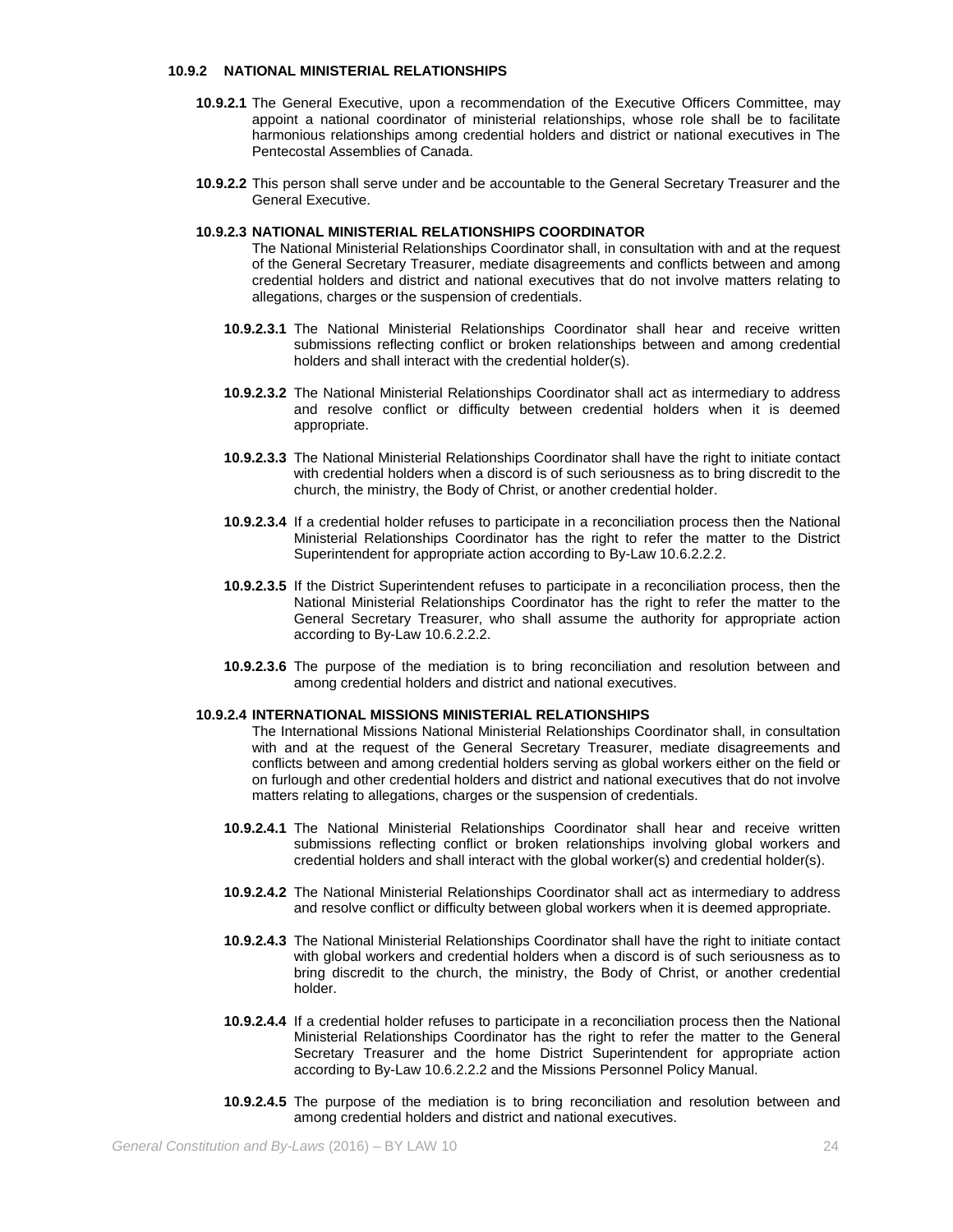#### 10.9.2 NATIONAL MINISTERIAL RELATIONSHIPS

**10.9.2.1** The General Executive, upon a recommendation of the Executive Officers Committee, may appoint a national coordinator of ministerial relationships, whose role shall be to facilitate harmonious relationships among credential holders and district or national executives in The Pentecostal Assemblies of Canada.

**10.9.2.2** This person shall serve under and be accountable to the General Secretary Treasurer and the General Executive.

**10.9.2.3 NATIONAL MINISTERIAL RELATIONSHIPS COORDINATOR**
The National Ministerial Relationships Coordinator shall, in consultation with and at the request of the General Secretary Treasurer, mediate disagreements and conflicts between and among credential holders and district and national executives that do not involve matters relating to allegations, charges or the suspension of credentials.

**10.9.2.3.1** The National Ministerial Relationships Coordinator shall hear and receive written submissions reflecting conflict or broken relationships between and among credential holders and shall interact with the credential holder(s).

**10.9.2.3.2** The National Ministerial Relationships Coordinator shall act as intermediary to address and resolve conflict or difficulty between credential holders when it is deemed appropriate.

**10.9.2.3.3** The National Ministerial Relationships Coordinator shall have the right to initiate contact with credential holders when a discord is of such seriousness as to bring discredit to the church, the ministry, the Body of Christ, or another credential holder.

**10.9.2.3.4** If a credential holder refuses to participate in a reconciliation process then the National Ministerial Relationships Coordinator has the right to refer the matter to the District Superintendent for appropriate action according to By-Law 10.6.2.2.2.

**10.9.2.3.5** If the District Superintendent refuses to participate in a reconciliation process, then the National Ministerial Relationships Coordinator has the right to refer the matter to the General Secretary Treasurer, who shall assume the authority for appropriate action according to By-Law 10.6.2.2.2.

**10.9.2.3.6** The purpose of the mediation is to bring reconciliation and resolution between and among credential holders and district and national executives.

**10.9.2.4 INTERNATIONAL MISSIONS MINISTERIAL RELATIONSHIPS**
The International Missions National Ministerial Relationships Coordinator shall, in consultation with and at the request of the General Secretary Treasurer, mediate disagreements and conflicts between and among credential holders serving as global workers either on the field or on furlough and other credential holders and district and national executives that do not involve matters relating to allegations, charges or the suspension of credentials.

**10.9.2.4.1** The National Ministerial Relationships Coordinator shall hear and receive written submissions reflecting conflict or broken relationships involving global workers and credential holders and shall interact with the global worker(s) and credential holder(s).

**10.9.2.4.2** The National Ministerial Relationships Coordinator shall act as intermediary to address and resolve conflict or difficulty between global workers when it is deemed appropriate.

**10.9.2.4.3** The National Ministerial Relationships Coordinator shall have the right to initiate contact with global workers and credential holders when a discord is of such seriousness as to bring discredit to the church, the ministry, the Body of Christ, or another credential holder.

**10.9.2.4.4** If a credential holder refuses to participate in a reconciliation process then the National Ministerial Relationships Coordinator has the right to refer the matter to the General Secretary Treasurer and the home District Superintendent for appropriate action according to By-Law 10.6.2.2.2 and the Missions Personnel Policy Manual.

**10.9.2.4.5** The purpose of the mediation is to bring reconciliation and resolution between and among credential holders and district and national executives.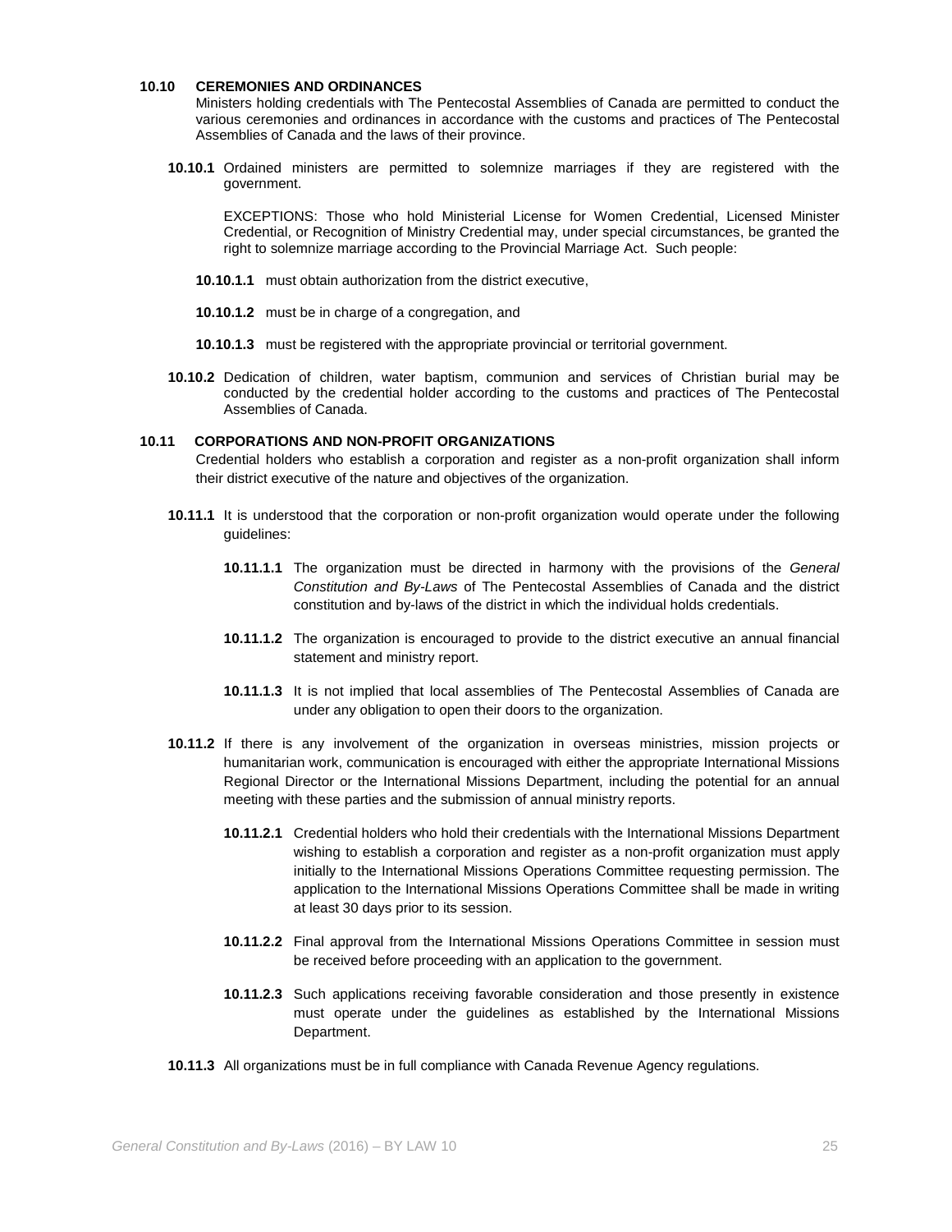**10.10 CEREMONIES AND ORDINANCES**

Ministers holding credentials with The Pentecostal Assemblies of Canada are permitted to conduct the various ceremonies and ordinances in accordance with the customs and practices of The Pentecostal Assemblies of Canada and the laws of their province.

**10.10.1** Ordained ministers are permitted to solemnize marriages if they are registered with the government.

EXCEPTIONS: Those who hold Ministerial License for Women Credential, Licensed Minister Credential, or Recognition of Ministry Credential may, under special circumstances, be granted the right to solemnize marriage according to the Provincial Marriage Act. Such people:

**10.10.1.1** must obtain authorization from the district executive,

**10.10.1.2** must be in charge of a congregation, and

**10.10.1.3** must be registered with the appropriate provincial or territorial government.

**10.10.2** Dedication of children, water baptism, communion and services of Christian burial may be conducted by the credential holder according to the customs and practices of The Pentecostal Assemblies of Canada.

**10.11 CORPORATIONS AND NON-PROFIT ORGANIZATIONS**

Credential holders who establish a corporation and register as a non-profit organization shall inform their district executive of the nature and objectives of the organization.

**10.11.1** It is understood that the corporation or non-profit organization would operate under the following guidelines:

**10.11.1.1** The organization must be directed in harmony with the provisions of the *General Constitution and By-Laws* of The Pentecostal Assemblies of Canada and the district constitution and by-laws of the district in which the individual holds credentials.

**10.11.1.2** The organization is encouraged to provide to the district executive an annual financial statement and ministry report.

**10.11.1.3** It is not implied that local assemblies of The Pentecostal Assemblies of Canada are under any obligation to open their doors to the organization.

**10.11.2** If there is any involvement of the organization in overseas ministries, mission projects or humanitarian work, communication is encouraged with either the appropriate International Missions Regional Director or the International Missions Department, including the potential for an annual meeting with these parties and the submission of annual ministry reports.

**10.11.2.1** Credential holders who hold their credentials with the International Missions Department wishing to establish a corporation and register as a non-profit organization must apply initially to the International Missions Operations Committee requesting permission. The application to the International Missions Operations Committee shall be made in writing at least 30 days prior to its session.

**10.11.2.2** Final approval from the International Missions Operations Committee in session must be received before proceeding with an application to the government.

**10.11.2.3** Such applications receiving favorable consideration and those presently in existence must operate under the guidelines as established by the International Missions Department.

**10.11.3** All organizations must be in full compliance with Canada Revenue Agency regulations.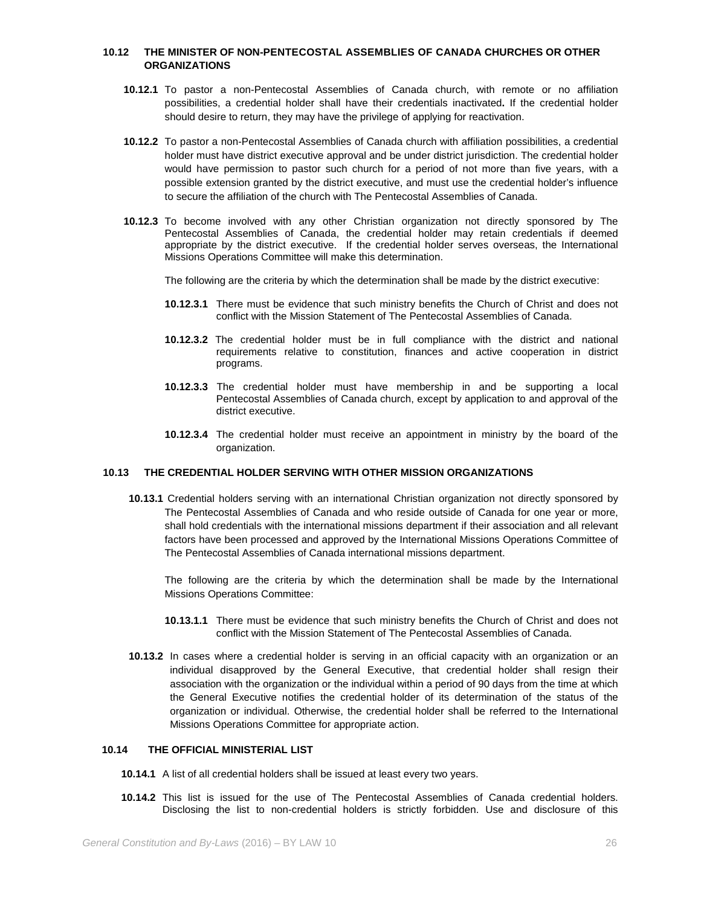### 10.12 THE MINISTER OF NON-PENTECOSTAL ASSEMBLIES OF CANADA CHURCHES OR OTHER ORGANIZATIONS

**10.12.1** To pastor a non-Pentecostal Assemblies of Canada church, with remote or no affiliation possibilities, a credential holder shall have their credentials inactivated**.** If the credential holder should desire to return, they may have the privilege of applying for reactivation.

**10.12.2** To pastor a non-Pentecostal Assemblies of Canada church with affiliation possibilities, a credential holder must have district executive approval and be under district jurisdiction. The credential holder would have permission to pastor such church for a period of not more than five years, with a possible extension granted by the district executive, and must use the credential holder's influence to secure the affiliation of the church with The Pentecostal Assemblies of Canada.

**10.12.3** To become involved with any other Christian organization not directly sponsored by The Pentecostal Assemblies of Canada, the credential holder may retain credentials if deemed appropriate by the district executive. If the credential holder serves overseas, the International Missions Operations Committee will make this determination.

The following are the criteria by which the determination shall be made by the district executive:

**10.12.3.1** There must be evidence that such ministry benefits the Church of Christ and does not conflict with the Mission Statement of The Pentecostal Assemblies of Canada.

**10.12.3.2** The credential holder must be in full compliance with the district and national requirements relative to constitution, finances and active cooperation in district programs.

**10.12.3.3** The credential holder must have membership in and be supporting a local Pentecostal Assemblies of Canada church, except by application to and approval of the district executive.

**10.12.3.4** The credential holder must receive an appointment in ministry by the board of the organization.

### 10.13 THE CREDENTIAL HOLDER SERVING WITH OTHER MISSION ORGANIZATIONS

**10.13.1** Credential holders serving with an international Christian organization not directly sponsored by The Pentecostal Assemblies of Canada and who reside outside of Canada for one year or more, shall hold credentials with the international missions department if their association and all relevant factors have been processed and approved by the International Missions Operations Committee of The Pentecostal Assemblies of Canada international missions department.

The following are the criteria by which the determination shall be made by the International Missions Operations Committee:

**10.13.1.1** There must be evidence that such ministry benefits the Church of Christ and does not conflict with the Mission Statement of The Pentecostal Assemblies of Canada.

**10.13.2** In cases where a credential holder is serving in an official capacity with an organization or an individual disapproved by the General Executive, that credential holder shall resign their association with the organization or the individual within a period of 90 days from the time at which the General Executive notifies the credential holder of its determination of the status of the organization or individual. Otherwise, the credential holder shall be referred to the International Missions Operations Committee for appropriate action.

### 10.14 THE OFFICIAL MINISTERIAL LIST

**10.14.1** A list of all credential holders shall be issued at least every two years.

**10.14.2** This list is issued for the use of The Pentecostal Assemblies of Canada credential holders. Disclosing the list to non-credential holders is strictly forbidden. Use and disclosure of this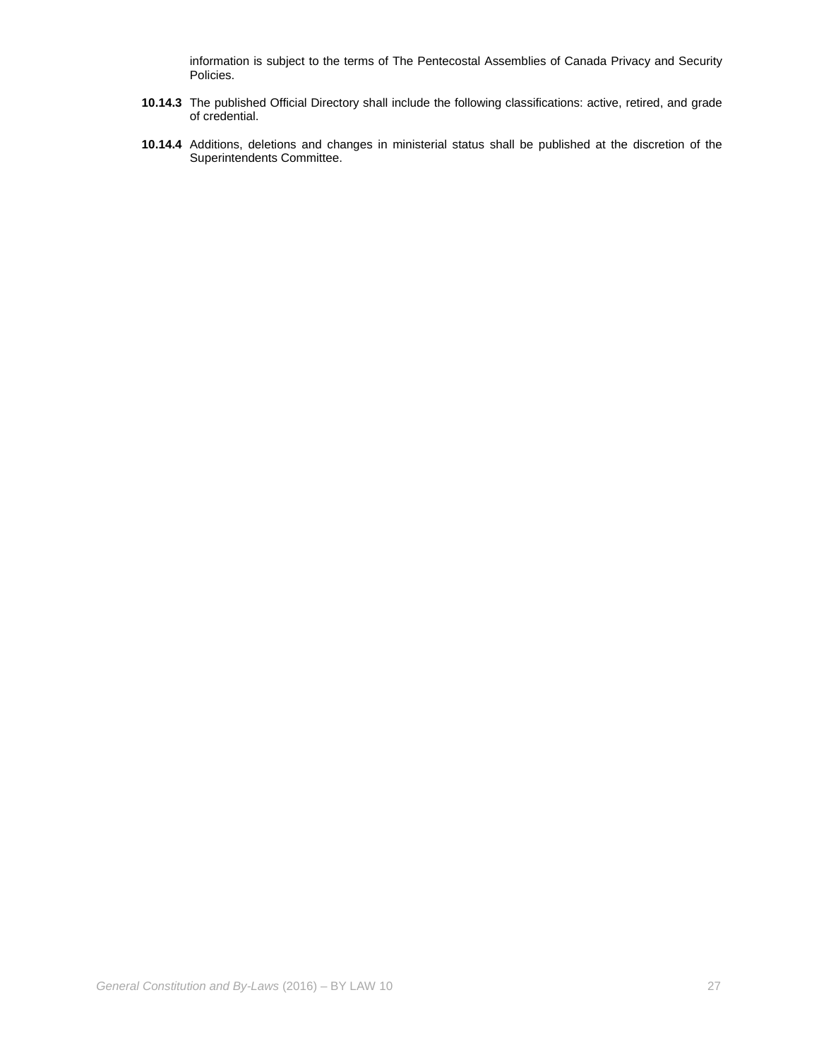information is subject to the terms of The Pentecostal Assemblies of Canada Privacy and Security Policies.

**10.14.3** The published Official Directory shall include the following classifications: active, retired, and grade of credential.

**10.14.4** Additions, deletions and changes in ministerial status shall be published at the discretion of the Superintendents Committee.